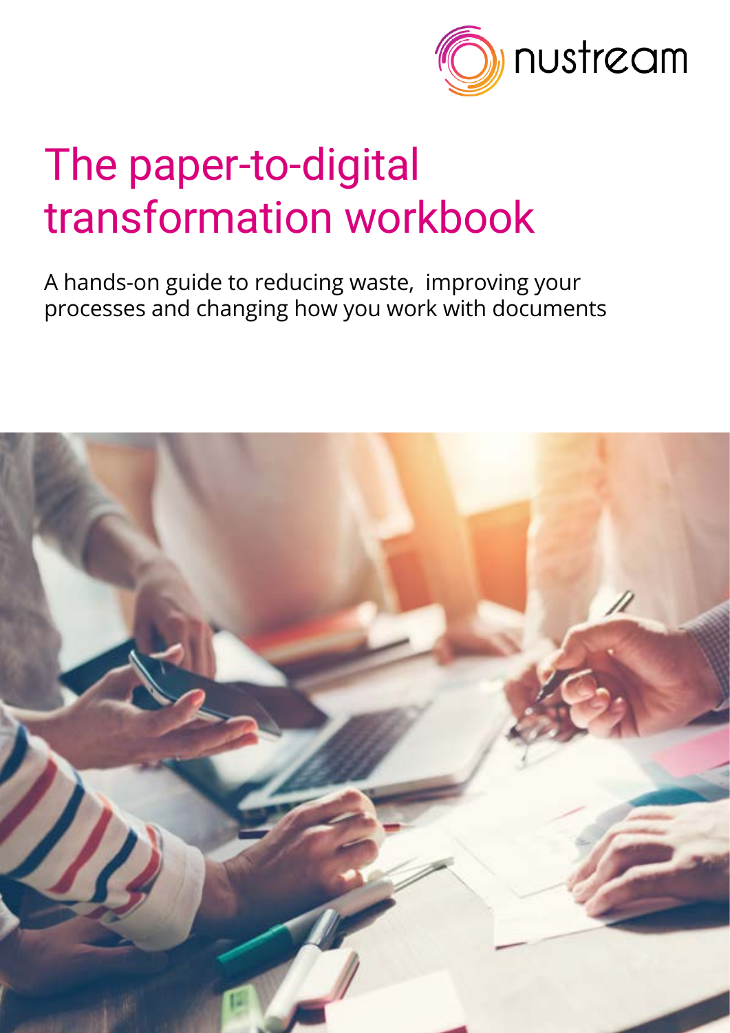nustream

# The paper-to-digital transformation workbook

A hands-on guide to reducing waste, improving your processes and changing how you work with documents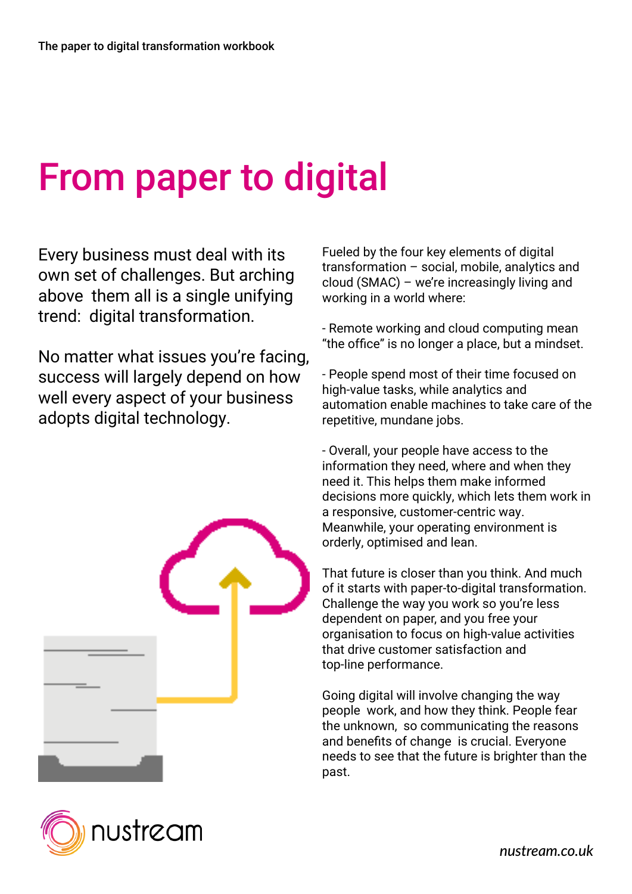# From paper to digital

Every business must deal with its own set of challenges. But arching above them all is a single unifying trend: digital transformation.

No matter what issues you're facing, success will largely depend on how well every aspect of your business adopts digital technology.

Fueled by the four key elements of digital transformation – social, mobile, analytics and cloud (SMAC) – we're increasingly living and working in a world where:

- Remote working and cloud computing mean "the office" is no longer a place, but a mindset.

- People spend most of their time focused on high-value tasks, while analytics and automation enable machines to take care of the repetitive, mundane jobs.

- Overall, your people have access to the information they need, where and when they need it. This helps them make informed decisions more quickly, which lets them work in a responsive, customer-centric way. Meanwhile, your operating environment is orderly, optimised and lean.

That future is closer than you think. And much of it starts with paper-to-digital transformation. Challenge the way you work so you're less dependent on paper, and you free your organisation to focus on high-value activities that drive customer satisfaction and top-line performance.

Going digital will involve changing the way people work, and how they think. People fear the unknown, so communicating the reasons and benefits of change is crucial. Everyone needs to see that the future is brighter than the past.

nustream

*nustream.co.uk*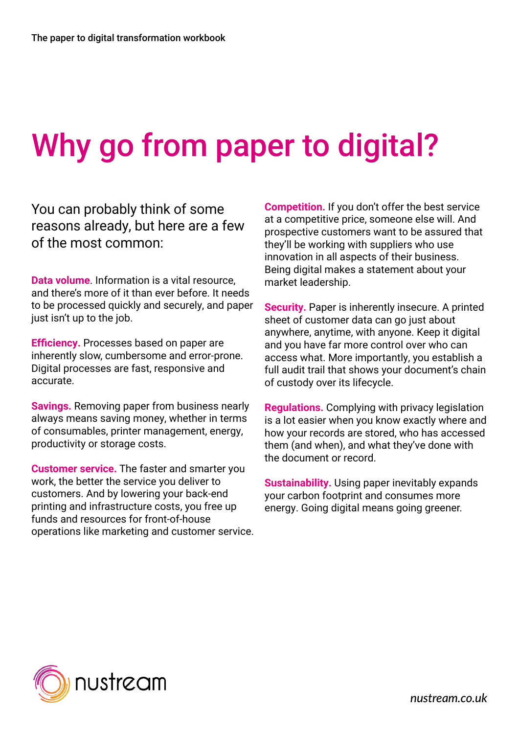# Why go from paper to digital?

You can probably think of some reasons already, but here are a few of the most common:

**Data volume**. Information is a vital resource, and there's more of it than ever before. It needs to be processed quickly and securely, and paper just isn't up to the job.

**Efficiency.** Processes based on paper are inherently slow, cumbersome and error-prone. Digital processes are fast, responsive and accurate.

**Savings.** Removing paper from business nearly always means saving money, whether in terms of consumables, printer management, energy, productivity or storage costs.

**Customer service.** The faster and smarter you work, the better the service you deliver to customers. And by lowering your back-end printing and infrastructure costs, you free up funds and resources for front-of-house operations like marketing and customer service.

**Competition.** If you don't offer the best service at a competitive price, someone else will. And prospective customers want to be assured that they'll be working with suppliers who use innovation in all aspects of their business. Being digital makes a statement about your market leadership.

**Security.** Paper is inherently insecure. A printed sheet of customer data can go just about anywhere, anytime, with anyone. Keep it digital and you have far more control over who can access what. More importantly, you establish a full audit trail that shows your document's chain of custody over its lifecycle.

**Regulations.** Complying with privacy legislation is a lot easier when you know exactly where and how your records are stored, who has accessed them (and when), and what they've done with the document or record.

**Sustainability.** Using paper inevitably expands your carbon footprint and consumes more energy. Going digital means going greener.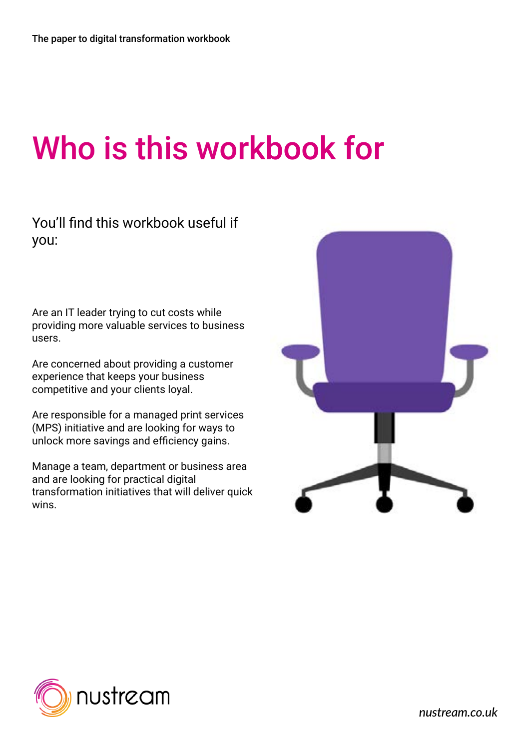# Who is this workbook for

You'll find this workbook useful if you:

Are an IT leader trying to cut costs while providing more valuable services to business users.

Are concerned about providing a customer experience that keeps your business competitive and your clients loyal.

Are responsible for a managed print services (MPS) initiative and are looking for ways to unlock more savings and efficiency gains.

Manage a team, department or business area and are looking for practical digital transformation initiatives that will deliver quick wins.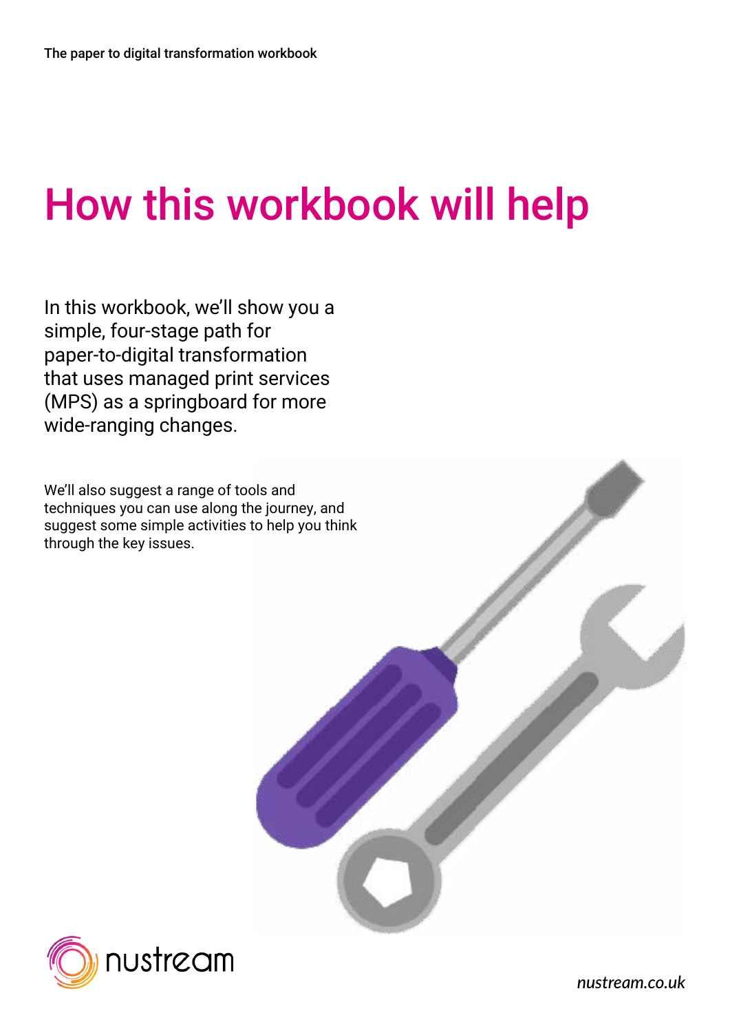# How this workbook will help

In this workbook, we'll show you a simple, four-stage path for paper-to-digital transformation that uses managed print services (MPS) as a springboard for more wide-ranging changes.

We'll also suggest a range of tools and techniques you can use along the journey, and suggest some simple activities to help you think through the key issues.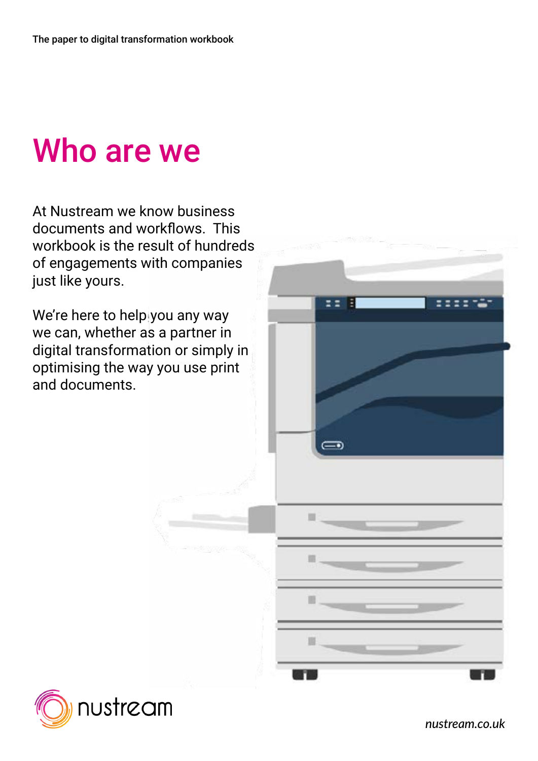# Who are we

At Nustream we know business documents and workflows. This workbook is the result of hundreds of engagements with companies just like yours.

We're here to help you any way we can, whether as a partner in digital transformation or simply in optimising the way you use print and documents.

nustream

*nustream.co.uk*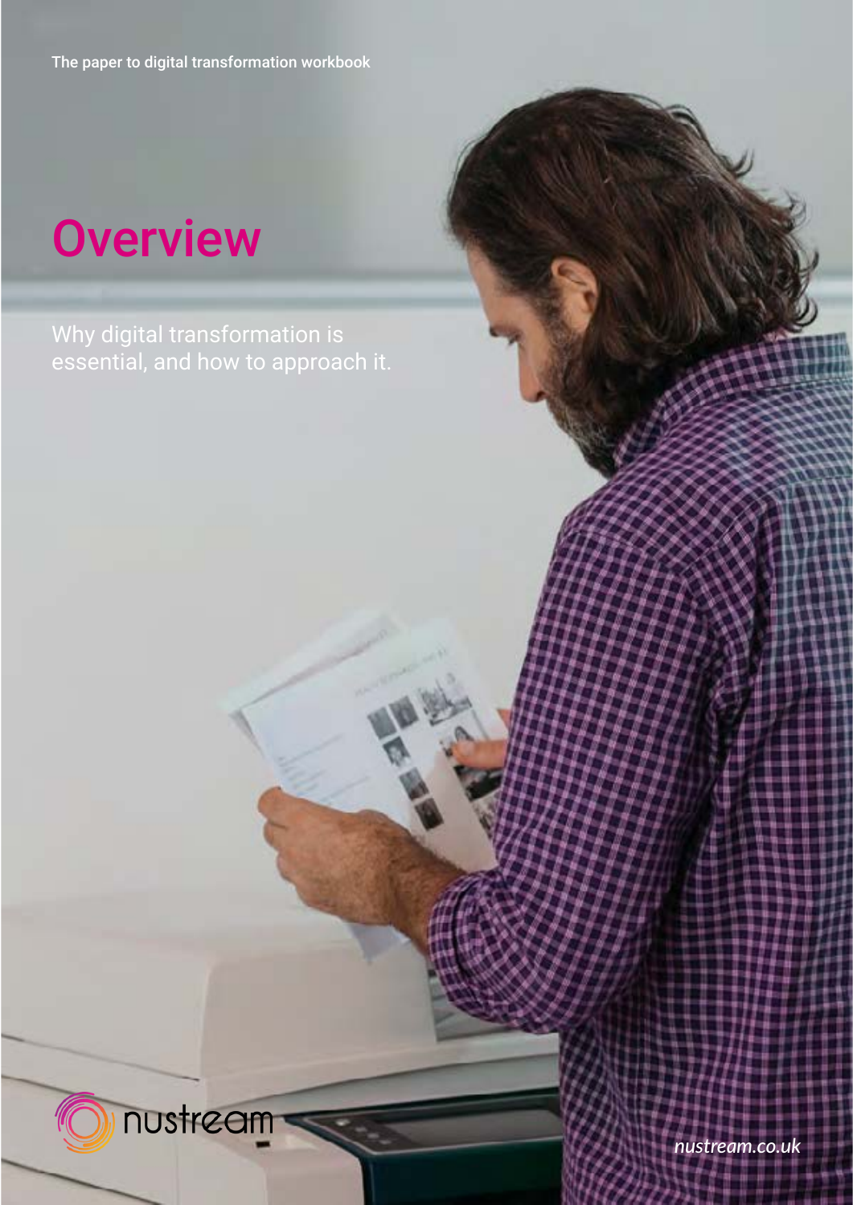# Overview

Why digital transformation is essential, and how to approach it.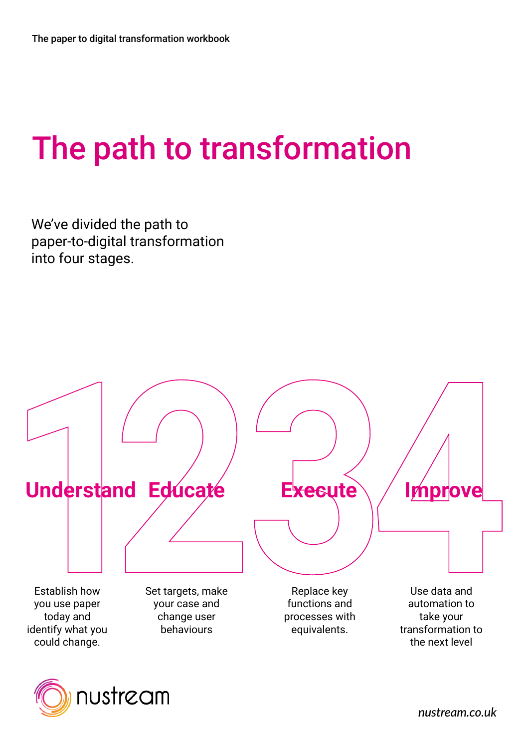# The path to transformation

We've divided the path to paper-to-digital transformation into four stages.

## 1 Understand

Establish how you use paper today and identify what you could change.

## 2 Educate

Set targets, make your case and change user behaviours

## 3 Execute

Replace key functions and processes with equivalents.

## 4 Improve

Use data and automation to take your transformation to the next level

nustream

*nustream.co.uk*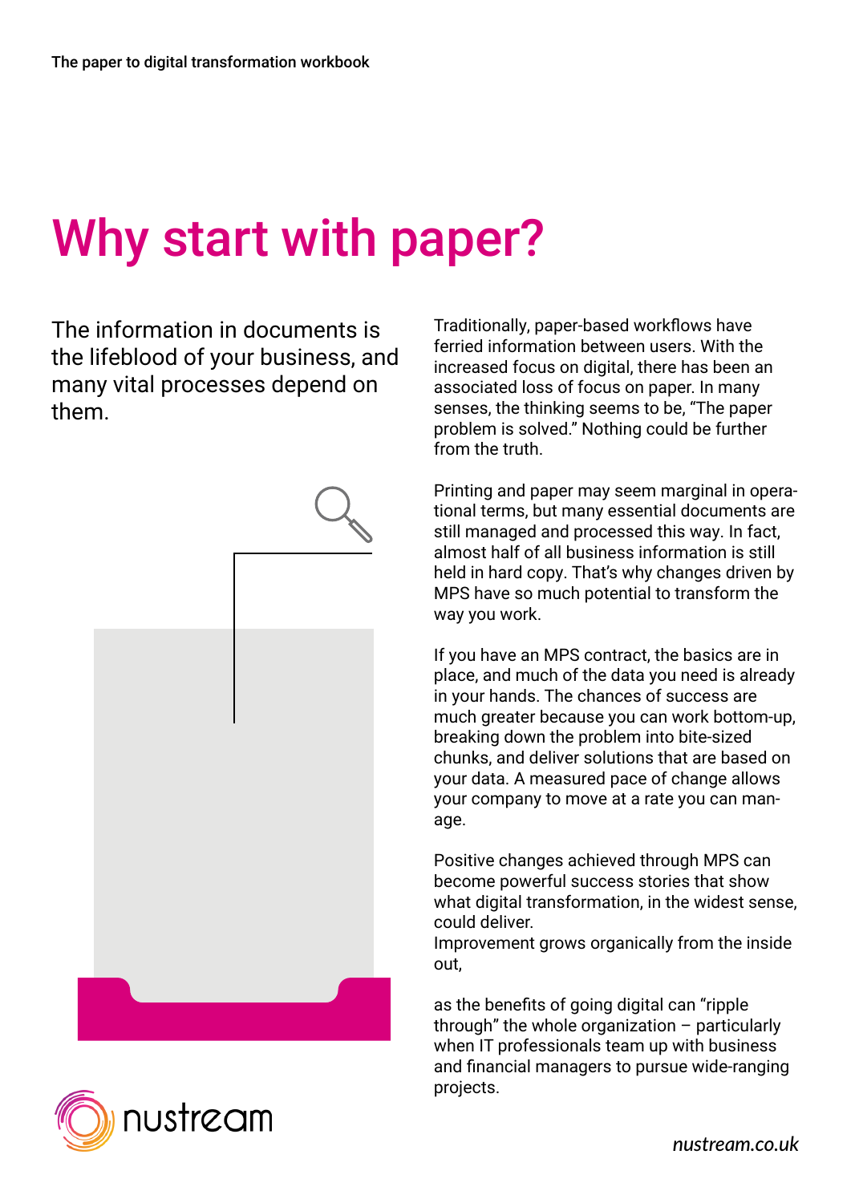# Why start with paper?

The information in documents is the lifeblood of your business, and many vital processes depend on them.

Traditionally, paper-based workflows have ferried information between users. With the increased focus on digital, there has been an associated loss of focus on paper. In many senses, the thinking seems to be, "The paper problem is solved." Nothing could be further from the truth.

Printing and paper may seem marginal in operational terms, but many essential documents are still managed and processed this way. In fact, almost half of all business information is still held in hard copy. That's why changes driven by MPS have so much potential to transform the way you work.

If you have an MPS contract, the basics are in place, and much of the data you need is already in your hands. The chances of success are much greater because you can work bottom-up, breaking down the problem into bite-sized chunks, and deliver solutions that are based on your data. A measured pace of change allows your company to move at a rate you can manage.

Positive changes achieved through MPS can become powerful success stories that show what digital transformation, in the widest sense, could deliver.
Improvement grows organically from the inside out,

as the benefits of going digital can "ripple through" the whole organization – particularly when IT professionals team up with business and financial managers to pursue wide-ranging projects.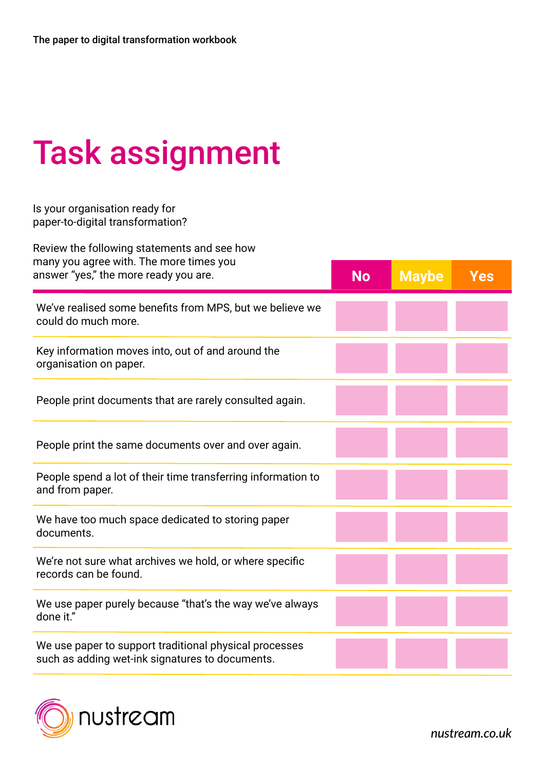# Task assignment

Is your organisation ready for paper-to-digital transformation?

Review the following statements and see how many you agree with. The more times you answer "yes," the more ready you are.

| | No | Maybe | Yes |
|---|---|---|---|
| We've realised some benefits from MPS, but we believe we could do much more. | | | |
| Key information moves into, out of and around the organisation on paper. | | | |
| People print documents that are rarely consulted again. | | | |
| People print the same documents over and over again. | | | |
| People spend a lot of their time transferring information to and from paper. | | | |
| We have too much space dedicated to storing paper documents. | | | |
| We're not sure what archives we hold, or where specific records can be found. | | | |
| We use paper purely because "that's the way we've always done it." | | | |
| We use paper to support traditional physical processes such as adding wet-ink signatures to documents. | | | |

nustream

*nustream.co.uk*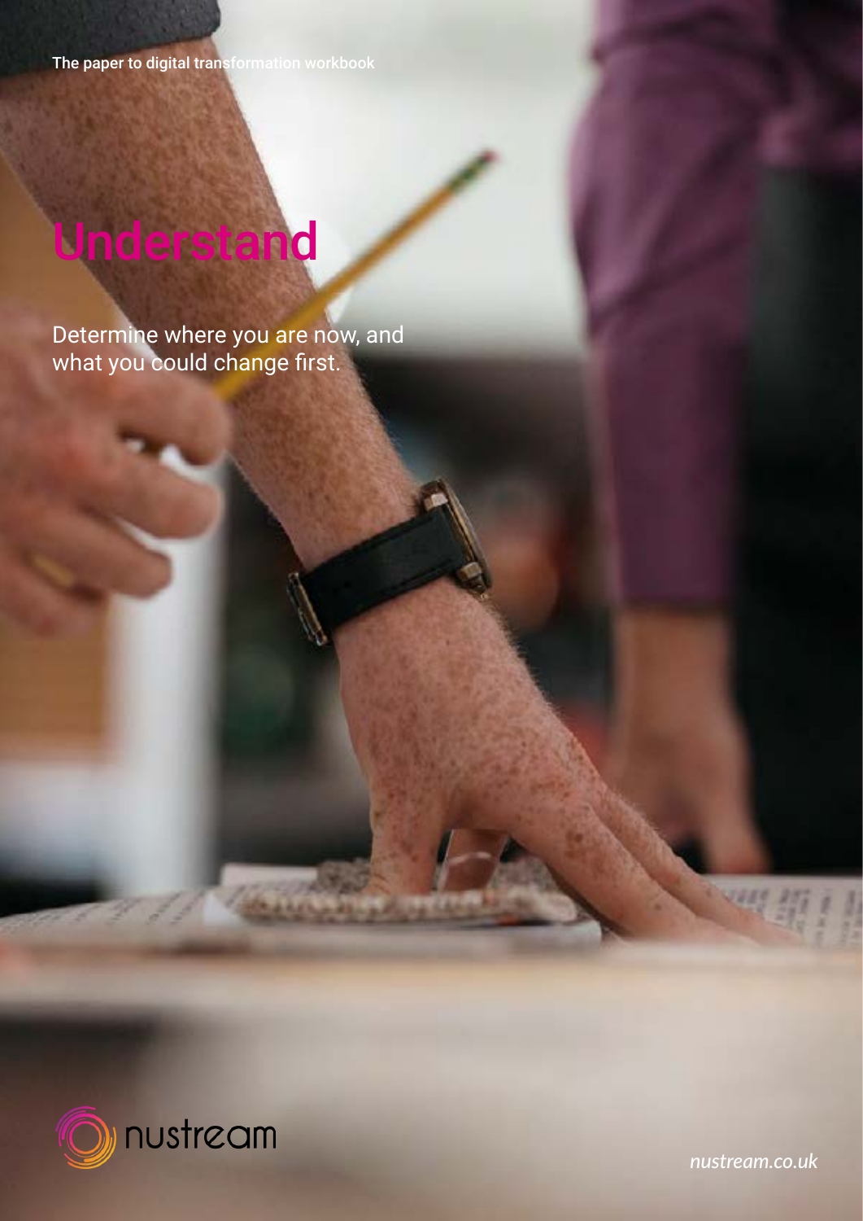# Understand

Determine where you are now, and what you could change first.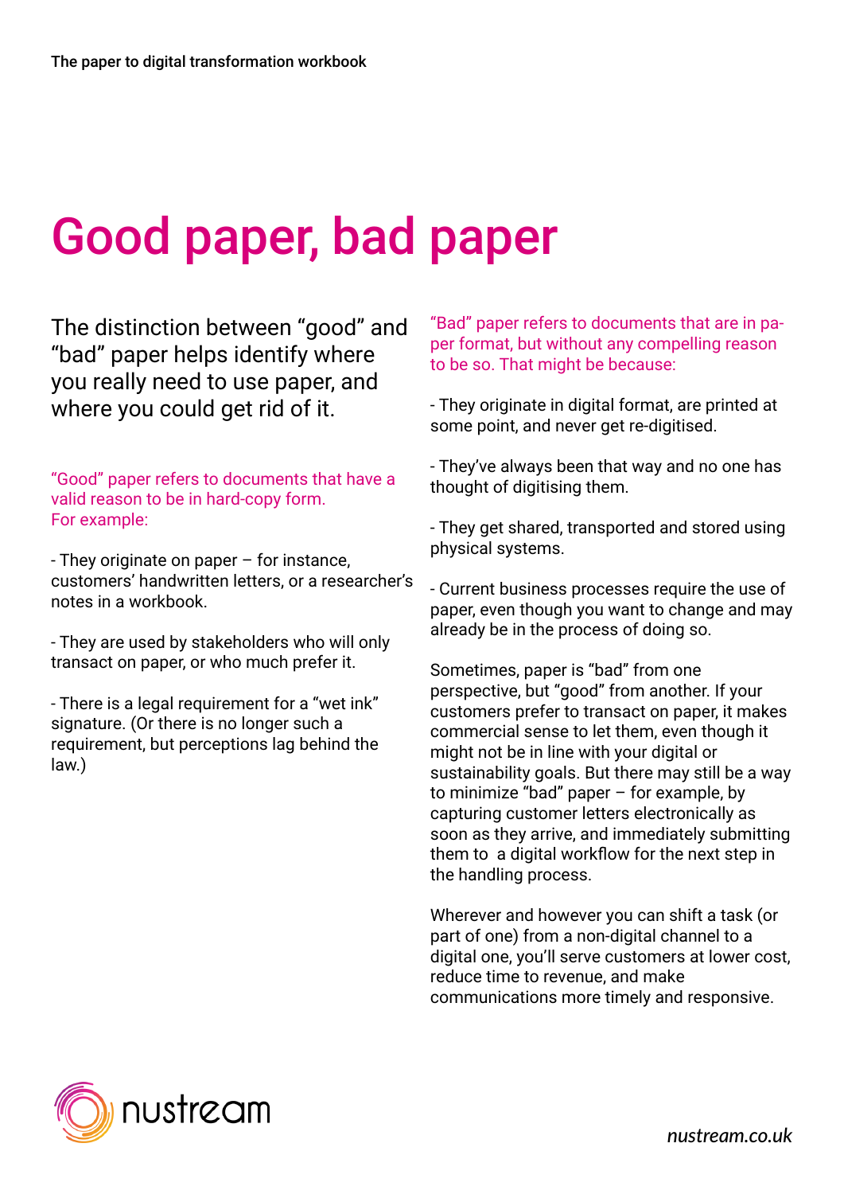# Good paper, bad paper

The distinction between "good" and "bad" paper helps identify where you really need to use paper, and where you could get rid of it.

"Good" paper refers to documents that have a valid reason to be in hard-copy form.
For example:

- They originate on paper – for instance, customers' handwritten letters, or a researcher's notes in a workbook.

- They are used by stakeholders who will only transact on paper, or who much prefer it.

- There is a legal requirement for a "wet ink" signature. (Or there is no longer such a requirement, but perceptions lag behind the law.)

"Bad" paper refers to documents that are in paper format, but without any compelling reason to be so. That might be because:

- They originate in digital format, are printed at some point, and never get re-digitised.

- They've always been that way and no one has thought of digitising them.

- They get shared, transported and stored using physical systems.

- Current business processes require the use of paper, even though you want to change and may already be in the process of doing so.

Sometimes, paper is "bad" from one perspective, but "good" from another. If your customers prefer to transact on paper, it makes commercial sense to let them, even though it might not be in line with your digital or sustainability goals. But there may still be a way to minimize "bad" paper – for example, by capturing customer letters electronically as soon as they arrive, and immediately submitting them to a digital workflow for the next step in the handling process.

Wherever and however you can shift a task (or part of one) from a non-digital channel to a digital one, you'll serve customers at lower cost, reduce time to revenue, and make communications more timely and responsive.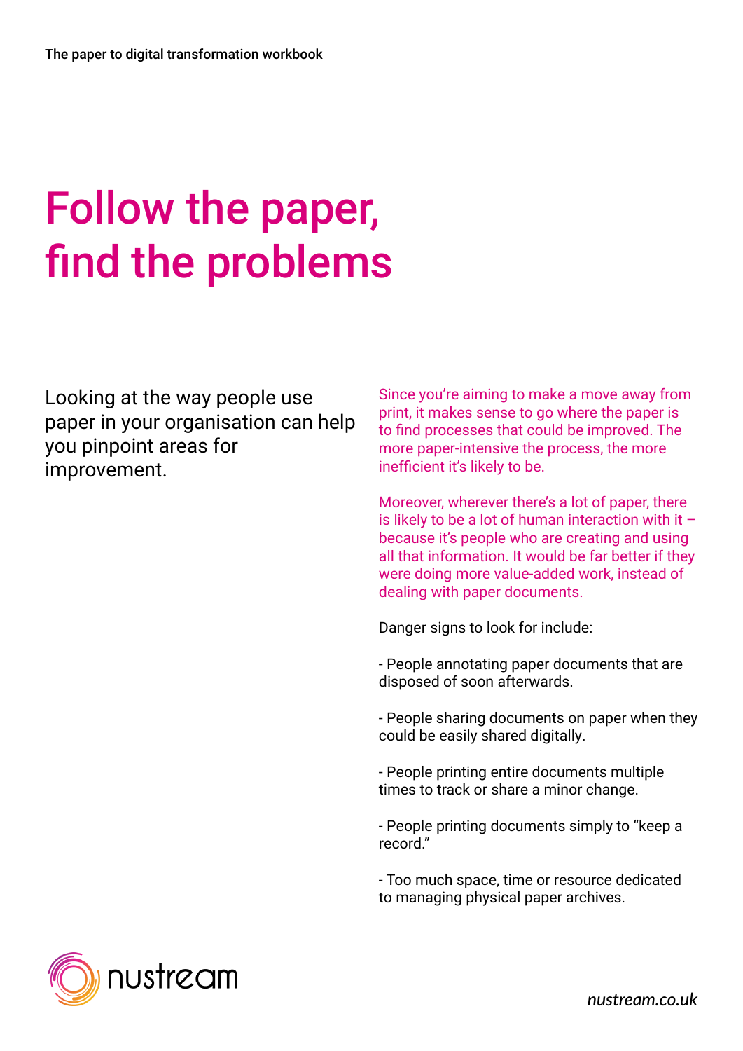# Follow the paper, find the problems

Looking at the way people use paper in your organisation can help you pinpoint areas for improvement.

Since you're aiming to make a move away from print, it makes sense to go where the paper is to find processes that could be improved. The more paper-intensive the process, the more inefficient it's likely to be.

Moreover, wherever there's a lot of paper, there is likely to be a lot of human interaction with it – because it's people who are creating and using all that information. It would be far better if they were doing more value-added work, instead of dealing with paper documents.

Danger signs to look for include:

- People annotating paper documents that are disposed of soon afterwards.

- People sharing documents on paper when they could be easily shared digitally.

- People printing entire documents multiple times to track or share a minor change.

- People printing documents simply to "keep a record."

- Too much space, time or resource dedicated to managing physical paper archives.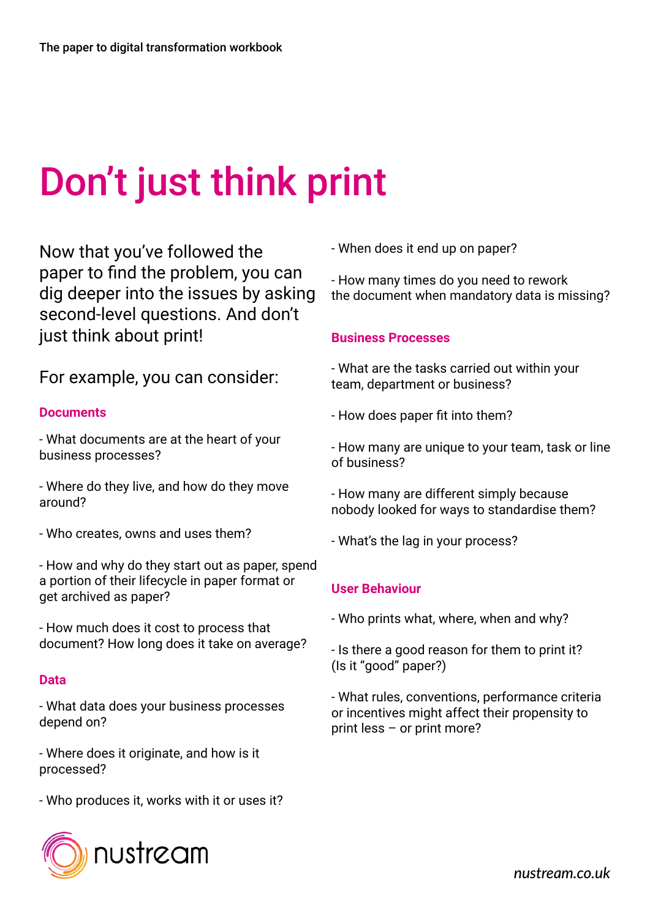# Don't just think print

Now that you've followed the paper to find the problem, you can dig deeper into the issues by asking second-level questions. And don't just think about print!

For example, you can consider:

### Documents

- What documents are at the heart of your business processes?

- Where do they live, and how do they move around?

- Who creates, owns and uses them?

- How and why do they start out as paper, spend a portion of their lifecycle in paper format or get archived as paper?

- How much does it cost to process that document? How long does it take on average?

### Data

- What data does your business processes depend on?

- Where does it originate, and how is it processed?

- Who produces it, works with it or uses it?

- When does it end up on paper?

- How many times do you need to rework the document when mandatory data is missing?

### Business Processes

- What are the tasks carried out within your team, department or business?

- How does paper fit into them?

- How many are unique to your team, task or line of business?

- How many are different simply because nobody looked for ways to standardise them?

- What's the lag in your process?

### User Behaviour

- Who prints what, where, when and why?

- Is there a good reason for them to print it? (Is it "good" paper?)

- What rules, conventions, performance criteria or incentives might affect their propensity to print less – or print more?

nustream

*nustream.co.uk*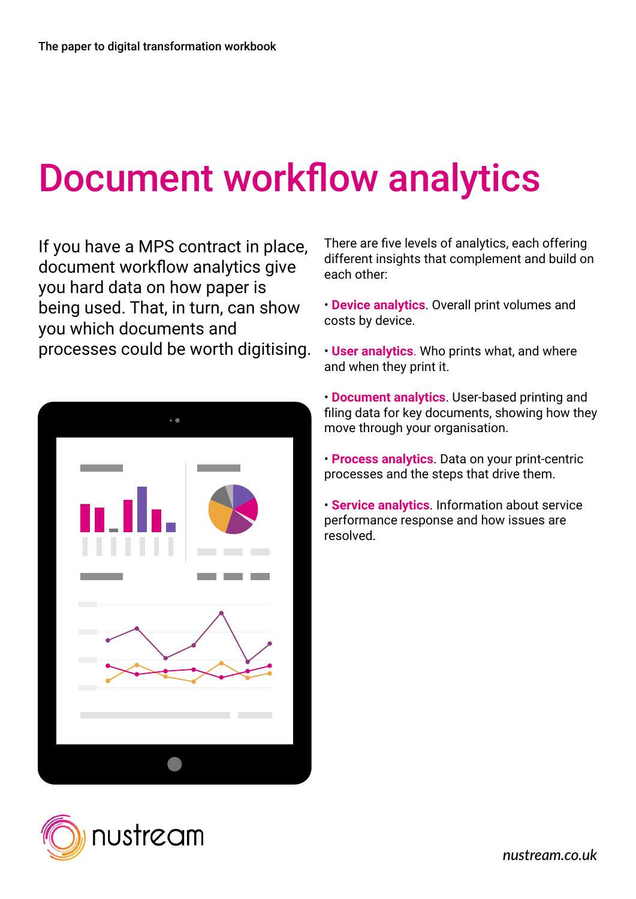# Document workflow analytics

If you have a MPS contract in place, document workflow analytics give you hard data on how paper is being used. That, in turn, can show you which documents and processes could be worth digitising.

There are five levels of analytics, each offering different insights that complement and build on each other:

- **Device analytics**. Overall print volumes and costs by device.
- **User analytics**. Who prints what, and where and when they print it.
- **Document analytics**. User-based printing and filing data for key documents, showing how they move through your organisation.
- **Process analytics**. Data on your print-centric processes and the steps that drive them.
- **Service analytics**. Information about service performance response and how issues are resolved.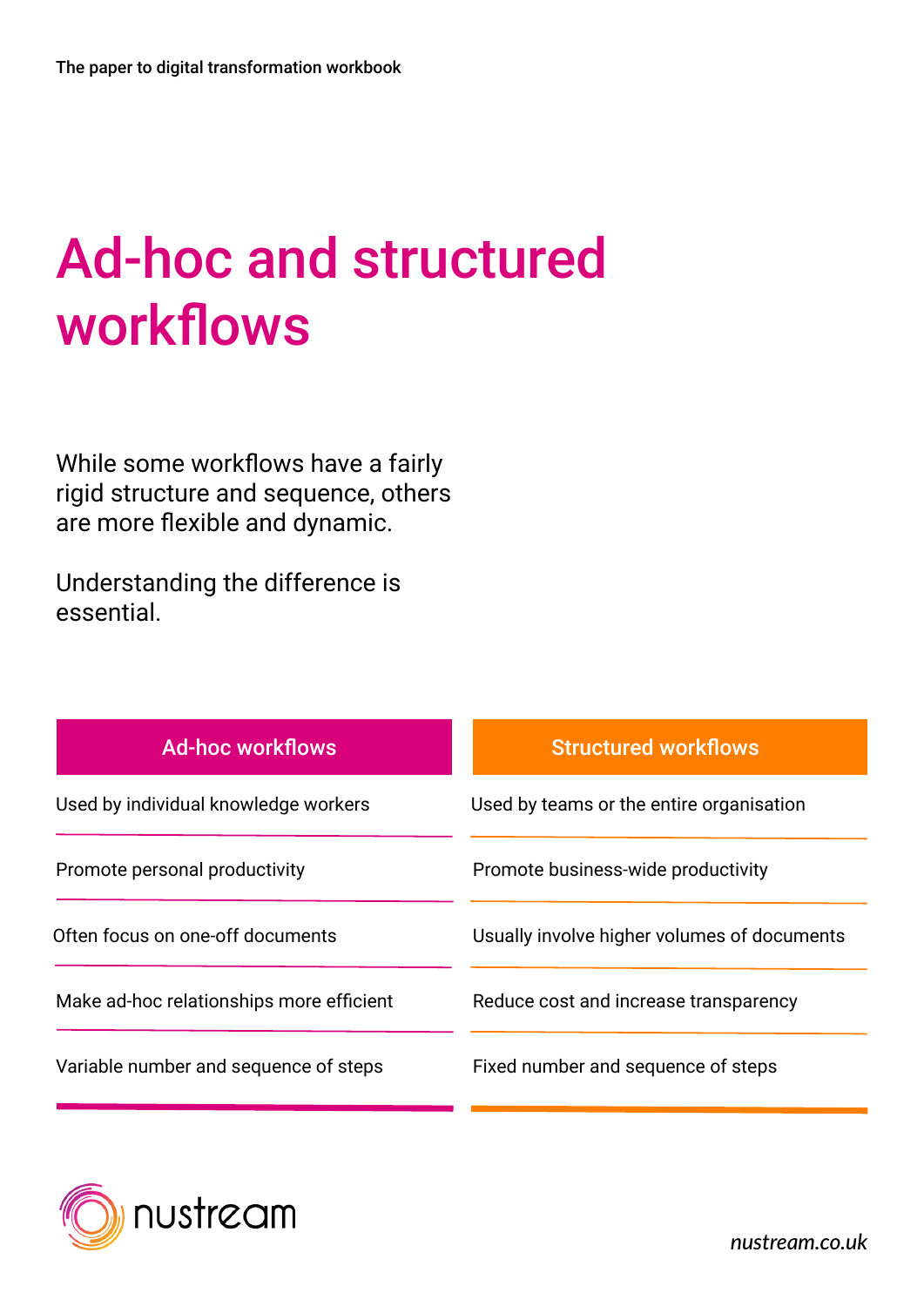# Ad-hoc and structured workflows

While some workflows have a fairly rigid structure and sequence, others are more flexible and dynamic.

Understanding the difference is essential.

| Ad-hoc workflows | Structured workflows |
| --- | --- |
| Used by individual knowledge workers | Used by teams or the entire organisation |
| Promote personal productivity | Promote business-wide productivity |
| Often focus on one-off documents | Usually involve higher volumes of documents |
| Make ad-hoc relationships more efficient | Reduce cost and increase transparency |
| Variable number and sequence of steps | Fixed number and sequence of steps |

nustream

*nustream.co.uk*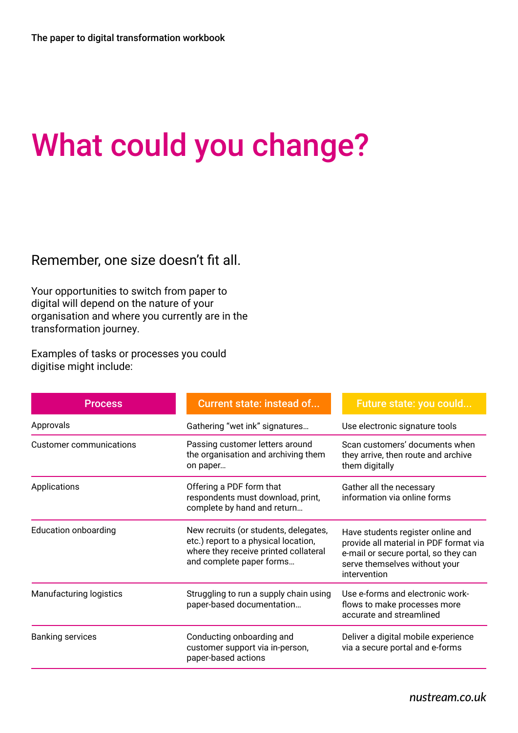# What could you change?

Remember, one size doesn't fit all.

Your opportunities to switch from paper to digital will depend on the nature of your organisation and where you currently are in the transformation journey.

Examples of tasks or processes you could digitise might include:

| Process | Current state: instead of... | Future state: you could... |
|---|---|---|
| Approvals | Gathering "wet ink" signatures… | Use electronic signature tools |
| Customer communications | Passing customer letters around the organisation and archiving them on paper… | Scan customers' documents when they arrive, then route and archive them digitally |
| Applications | Offering a PDF form that respondents must download, print, complete by hand and return… | Gather all the necessary information via online forms |
| Education onboarding | New recruits (or students, delegates, etc.) report to a physical location, where they receive printed collateral and complete paper forms… | Have students register online and provide all material in PDF format via e-mail or secure portal, so they can serve themselves without your intervention |
| Manufacturing logistics | Struggling to run a supply chain using paper-based documentation… | Use e-forms and electronic workflows to make processes more accurate and streamlined |
| Banking services | Conducting onboarding and customer support via in-person, paper-based actions | Deliver a digital mobile experience via a secure portal and e-forms |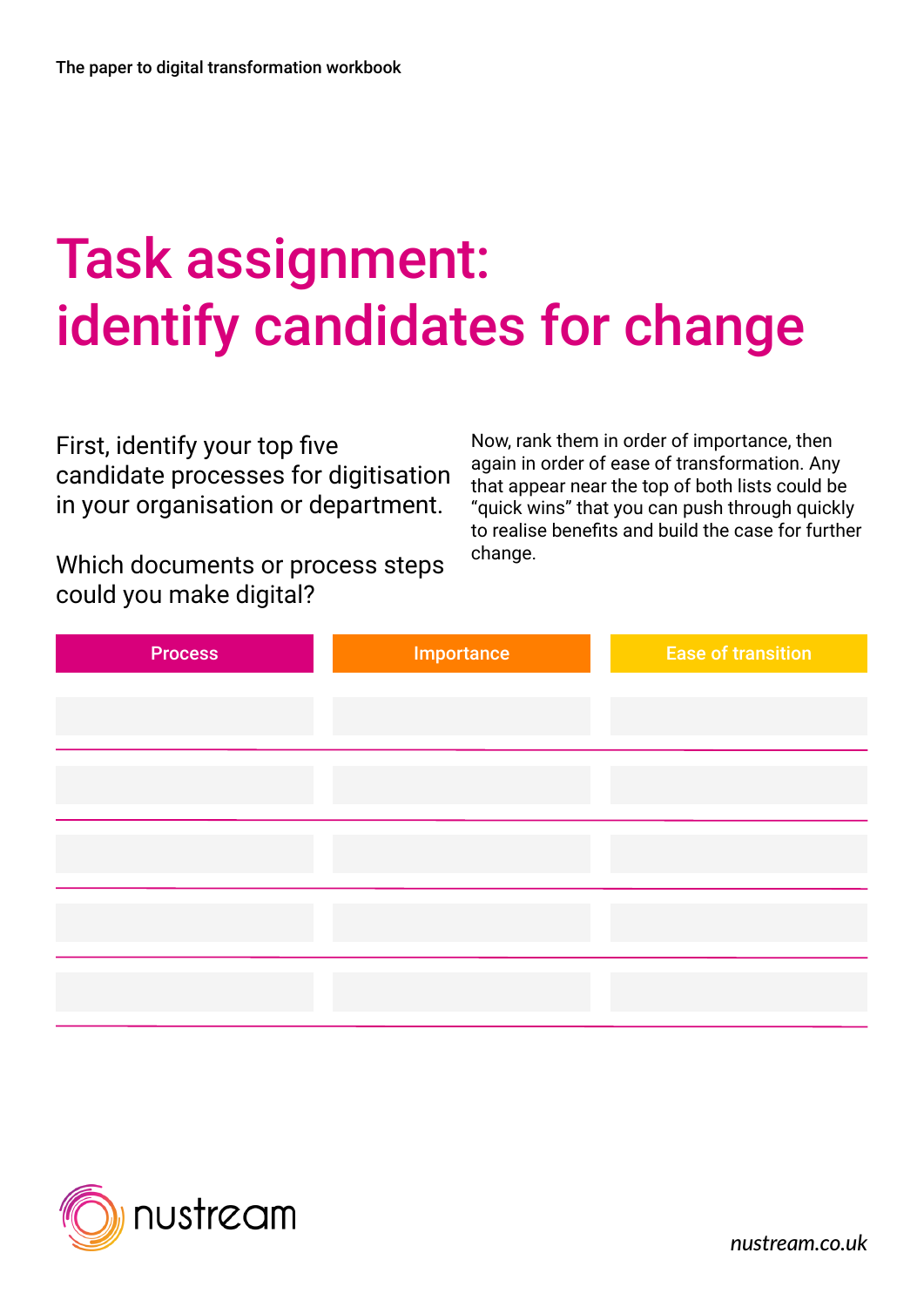# Task assignment: identify candidates for change

First, identify your top five candidate processes for digitisation in your organisation or department.

Which documents or process steps could you make digital?

Now, rank them in order of importance, then again in order of ease of transformation. Any that appear near the top of both lists could be "quick wins" that you can push through quickly to realise benefits and build the case for further change.

| Process | Importance | Ease of transition |
|---|---|---|
| | | |
| | | |
| | | |
| | | |
| | | |

nustream

*nustream.co.uk*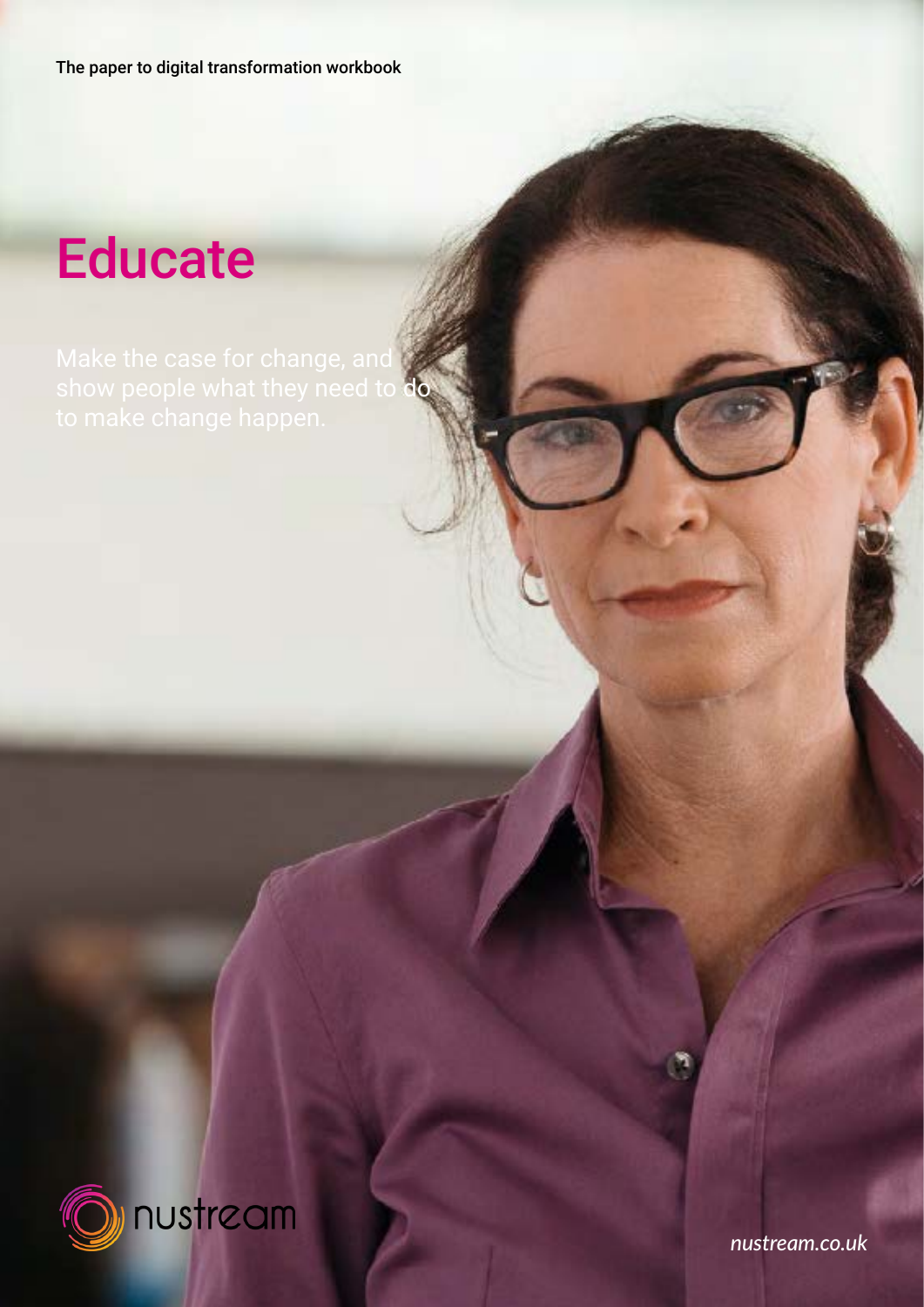# Educate

Make the case for change, and show people what they need to do to make change happen.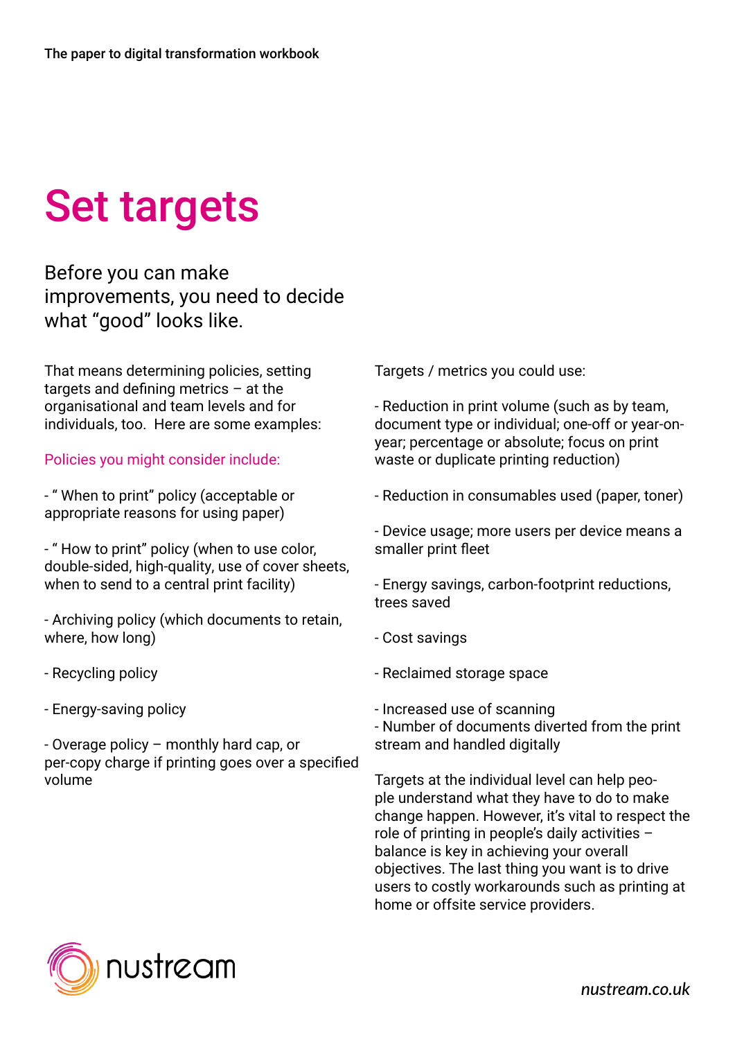# Set targets

Before you can make improvements, you need to decide what “good” looks like.

That means determining policies, setting targets and defining metrics – at the organisational and team levels and for individuals, too.  Here are some examples:

Policies you might consider include:

- “ When to print” policy (acceptable or appropriate reasons for using paper)

- “ How to print” policy (when to use color, double-sided, high-quality, use of cover sheets, when to send to a central print facility)

- Archiving policy (which documents to retain, where, how long)

- Recycling policy

- Energy-saving policy

- Overage policy – monthly hard cap, or per-copy charge if printing goes over a specified volume

Targets / metrics you could use:

- Reduction in print volume (such as by team, document type or individual; one-off or year-on-year; percentage or absolute; focus on print waste or duplicate printing reduction)

- Reduction in consumables used (paper, toner)

- Device usage; more users per device means a smaller print fleet

- Energy savings, carbon-footprint reductions, trees saved

- Cost savings

- Reclaimed storage space

- Increased use of scanning
- Number of documents diverted from the print stream and handled digitally

Targets at the individual level can help people understand what they have to do to make change happen. However, it’s vital to respect the role of printing in people’s daily activities – balance is key in achieving your overall objectives. The last thing you want is to drive users to costly workarounds such as printing at home or offsite service providers.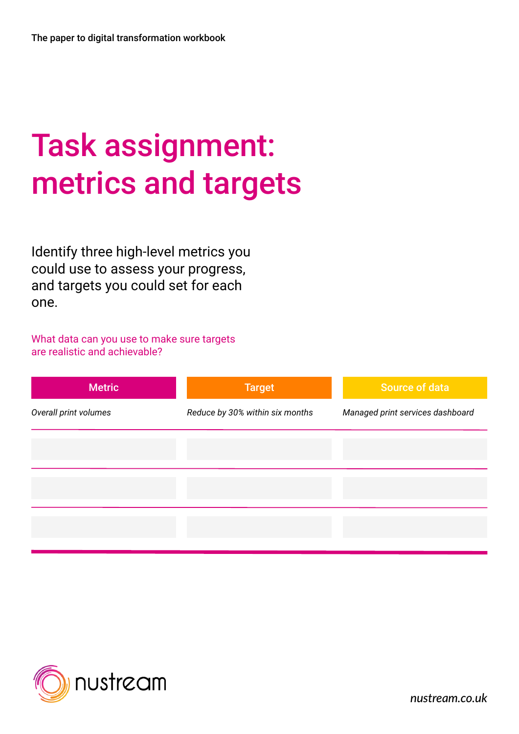# Task assignment: metrics and targets

Identify three high-level metrics you could use to assess your progress, and targets you could set for each one.

What data can you use to make sure targets are realistic and achievable?

| Metric | Target | Source of data |
| --- | --- | --- |
| *Overall print volumes* | *Reduce by 30% within six months* | *Managed print services dashboard* |
| | | |
| | | |
| | | |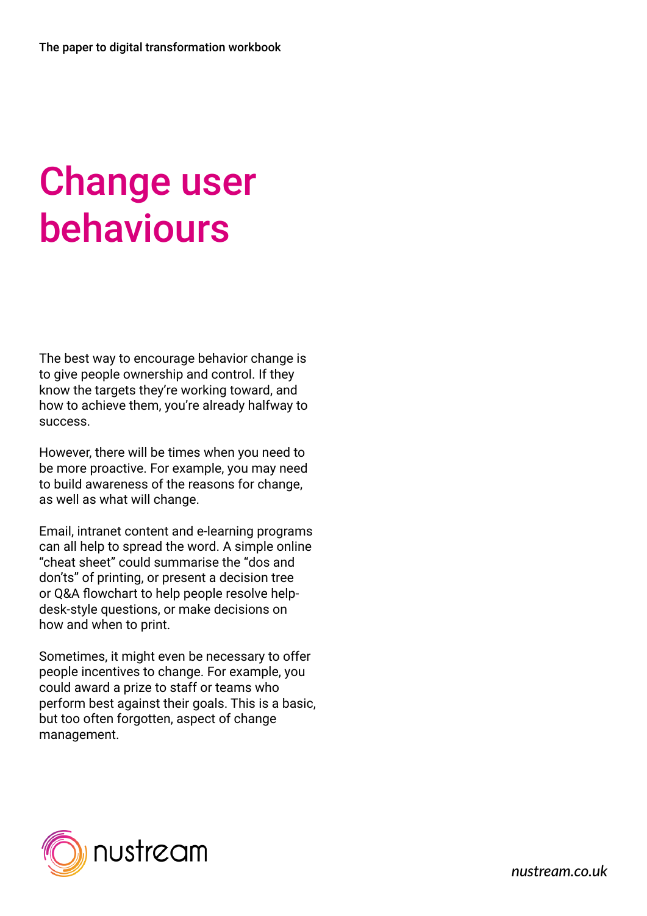# Change user behaviours

The best way to encourage behavior change is to give people ownership and control. If they know the targets they're working toward, and how to achieve them, you're already halfway to success.

However, there will be times when you need to be more proactive. For example, you may need to build awareness of the reasons for change, as well as what will change.

Email, intranet content and e-learning programs can all help to spread the word. A simple online "cheat sheet" could summarise the "dos and don'ts" of printing, or present a decision tree or Q&A flowchart to help people resolve help-desk-style questions, or make decisions on how and when to print.

Sometimes, it might even be necessary to offer people incentives to change. For example, you could award a prize to staff or teams who perform best against their goals. This is a basic, but too often forgotten, aspect of change management.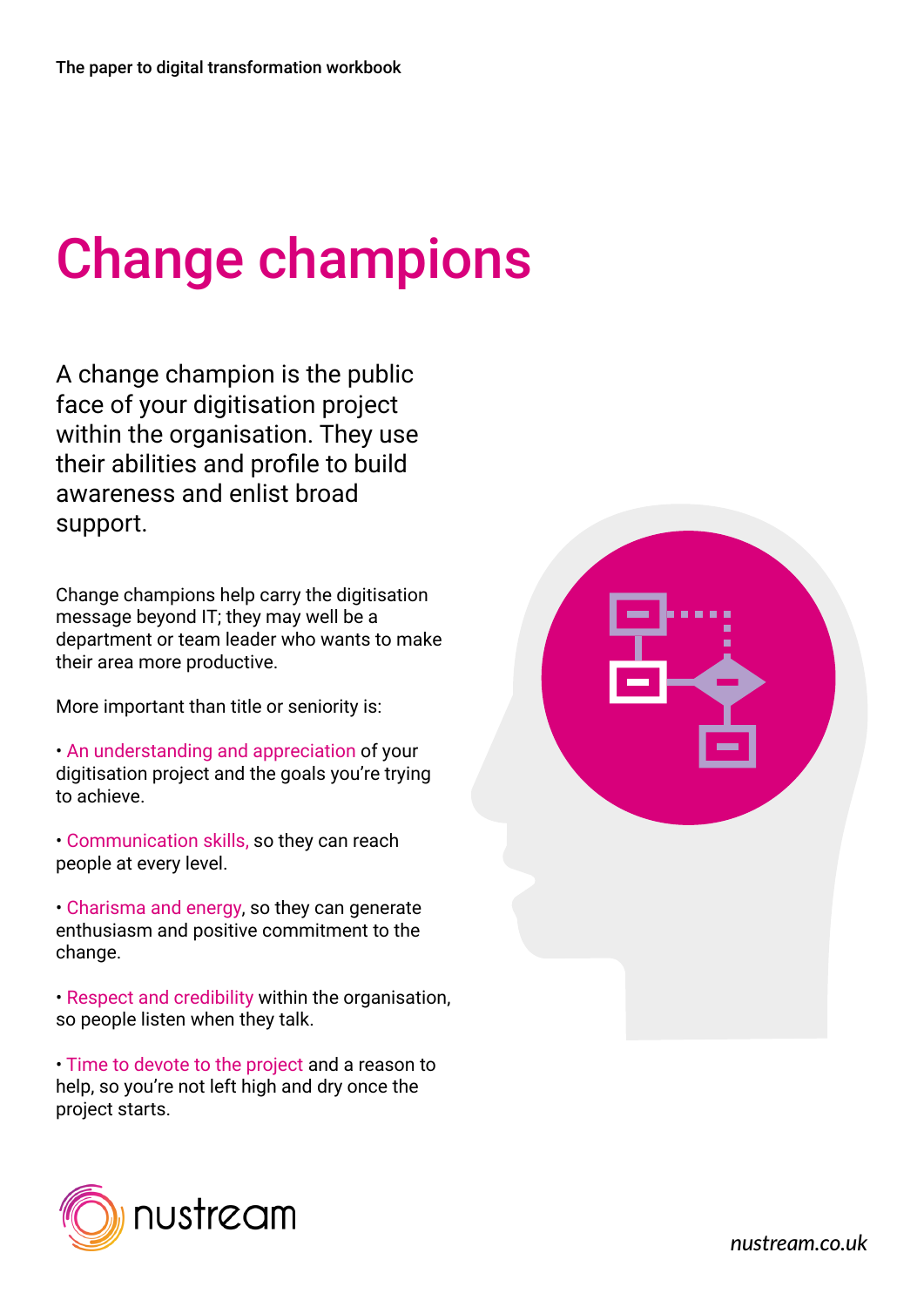# Change champions

A change champion is the public face of your digitisation project within the organisation. They use their abilities and profile to build awareness and enlist broad support.

Change champions help carry the digitisation message beyond IT; they may well be a department or team leader who wants to make their area more productive.

More important than title or seniority is:

- An understanding and appreciation of your digitisation project and the goals you're trying to achieve.
- Communication skills, so they can reach people at every level.
- Charisma and energy, so they can generate enthusiasm and positive commitment to the change.
- Respect and credibility within the organisation, so people listen when they talk.
- Time to devote to the project and a reason to help, so you're not left high and dry once the project starts.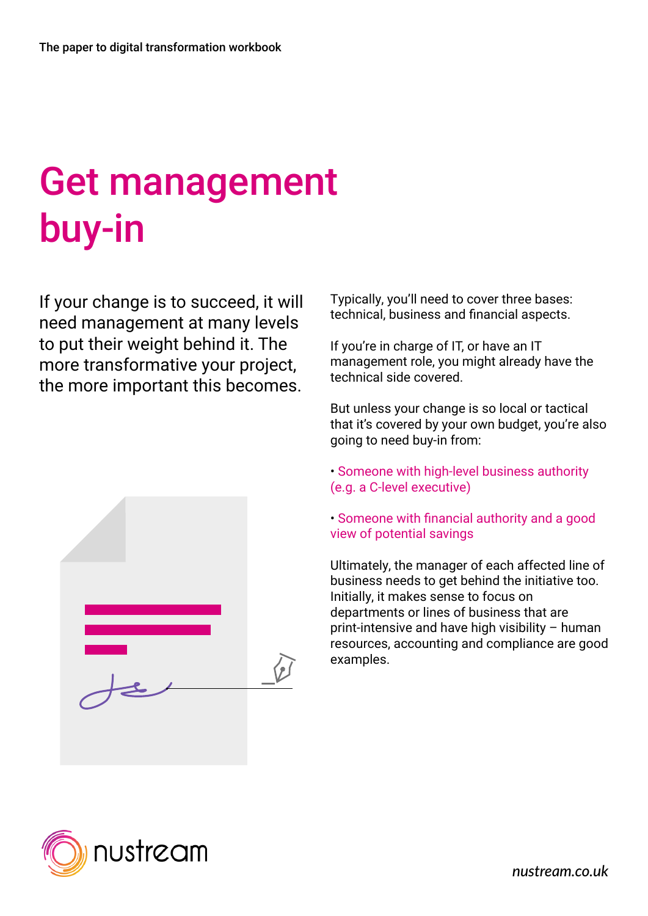# Get management buy-in

If your change is to succeed, it will need management at many levels to put their weight behind it. The more transformative your project, the more important this becomes.

Typically, you'll need to cover three bases: technical, business and financial aspects.

If you're in charge of IT, or have an IT management role, you might already have the technical side covered.

But unless your change is so local or tactical that it's covered by your own budget, you're also going to need buy-in from:

- Someone with high-level business authority (e.g. a C-level executive)
- Someone with financial authority and a good view of potential savings

Ultimately, the manager of each affected line of business needs to get behind the initiative too. Initially, it makes sense to focus on departments or lines of business that are print-intensive and have high visibility – human resources, accounting and compliance are good examples.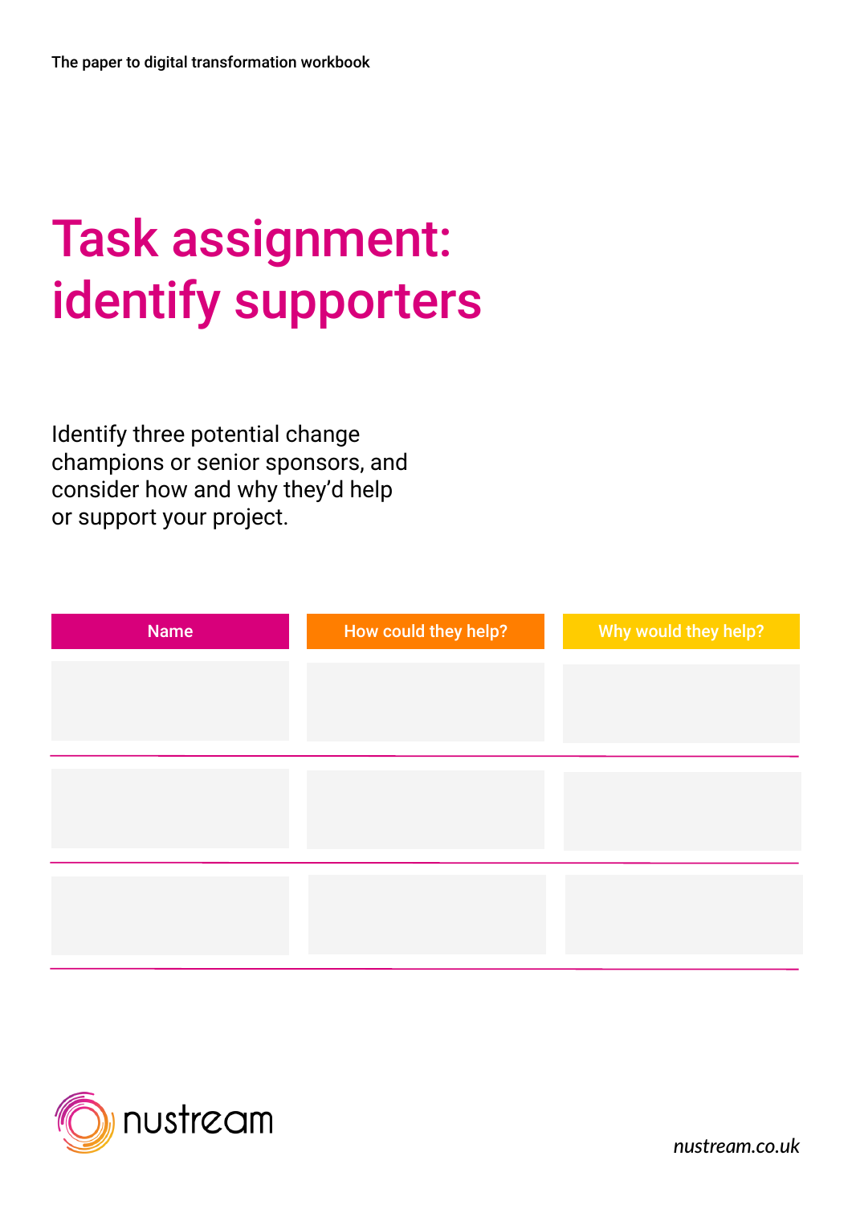# Task assignment: identify supporters

Identify three potential change champions or senior sponsors, and consider how and why they'd help or support your project.

| Name | How could they help? | Why would they help? |
| --- | --- | --- |
| | | |
| | | |
| | | |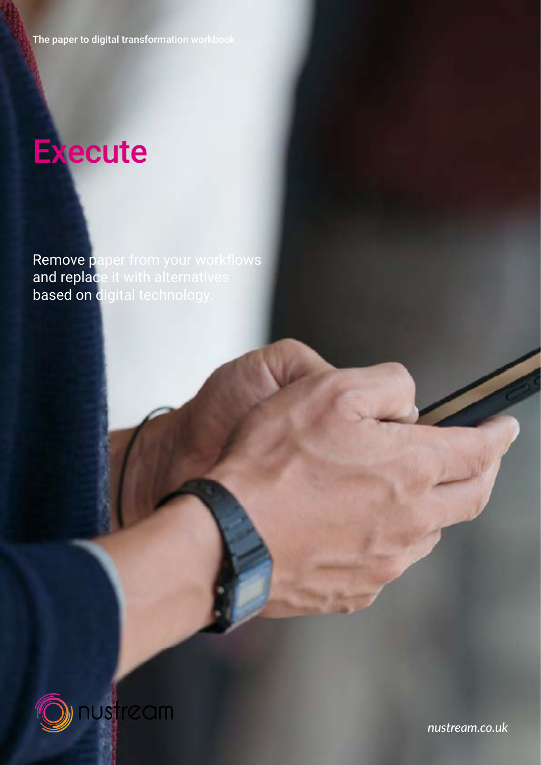# Execute

Remove paper from your workflows and replace it with alternatives based on digital technology.

nustream.co.uk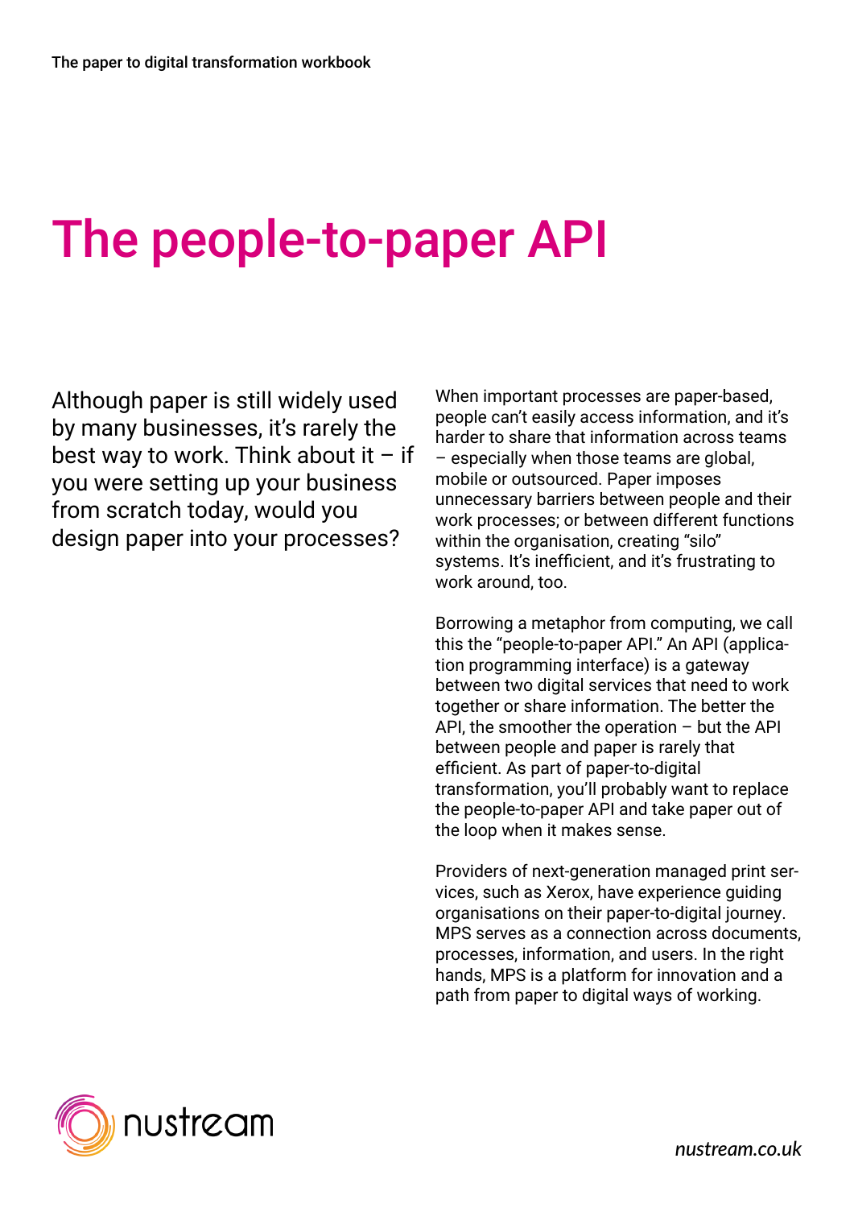# The people-to-paper API

Although paper is still widely used by many businesses, it's rarely the best way to work. Think about it – if you were setting up your business from scratch today, would you design paper into your processes?

When important processes are paper-based, people can't easily access information, and it's harder to share that information across teams – especially when those teams are global, mobile or outsourced. Paper imposes unnecessary barriers between people and their work processes; or between different functions within the organisation, creating "silo" systems. It's inefficient, and it's frustrating to work around, too.

Borrowing a metaphor from computing, we call this the "people-to-paper API." An API (application programming interface) is a gateway between two digital services that need to work together or share information. The better the API, the smoother the operation – but the API between people and paper is rarely that efficient. As part of paper-to-digital transformation, you'll probably want to replace the people-to-paper API and take paper out of the loop when it makes sense.

Providers of next-generation managed print services, such as Xerox, have experience guiding organisations on their paper-to-digital journey. MPS serves as a connection across documents, processes, information, and users. In the right hands, MPS is a platform for innovation and a path from paper to digital ways of working.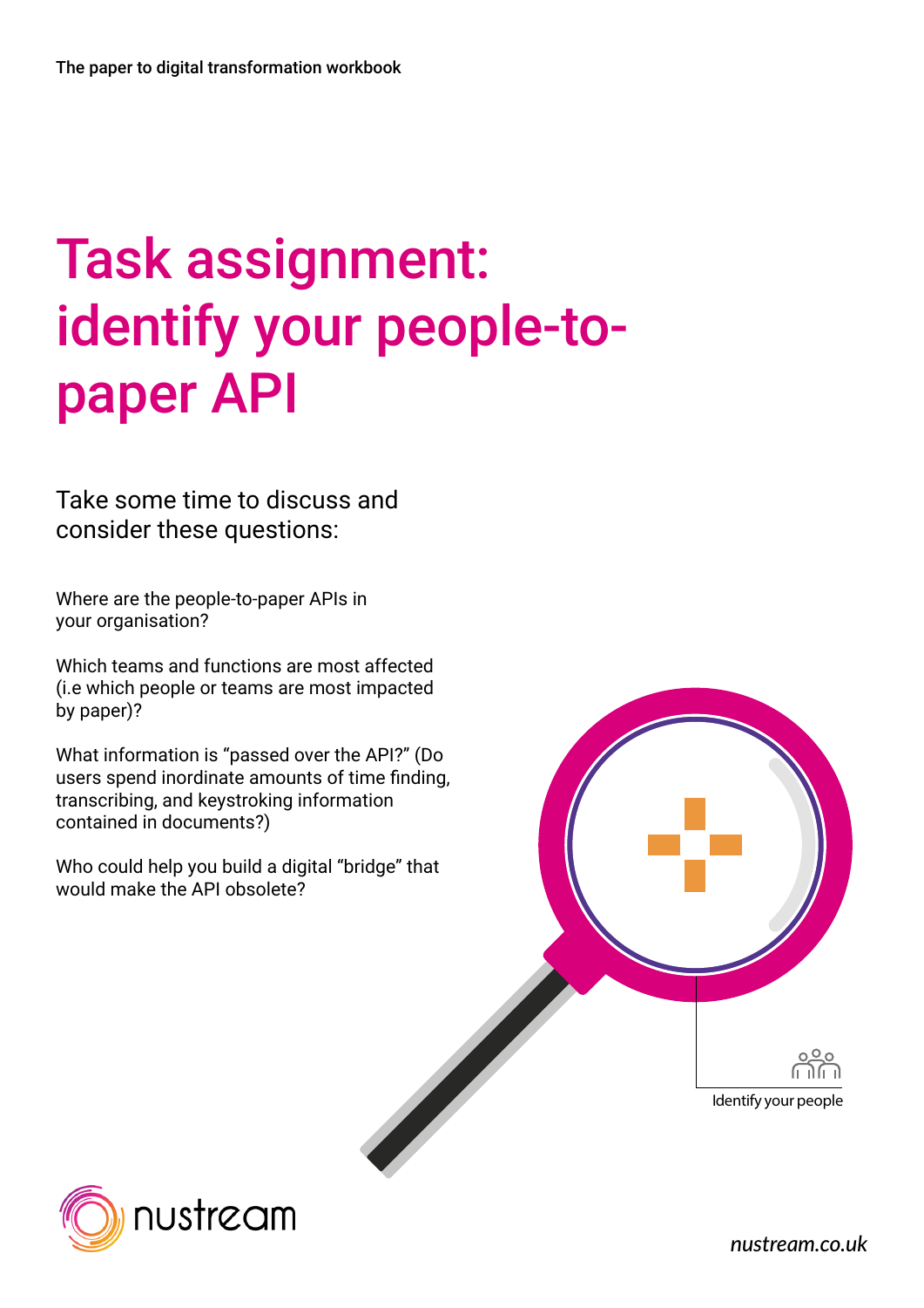# Task assignment: identify your people-to-paper API

Take some time to discuss and consider these questions:

Where are the people-to-paper APIs in your organisation?

Which teams and functions are most affected (i.e which people or teams are most impacted by paper)?

What information is "passed over the API?" (Do users spend inordinate amounts of time finding, transcribing, and keystroking information contained in documents?)

Who could help you build a digital "bridge" that would make the API obsolete?

Identify your people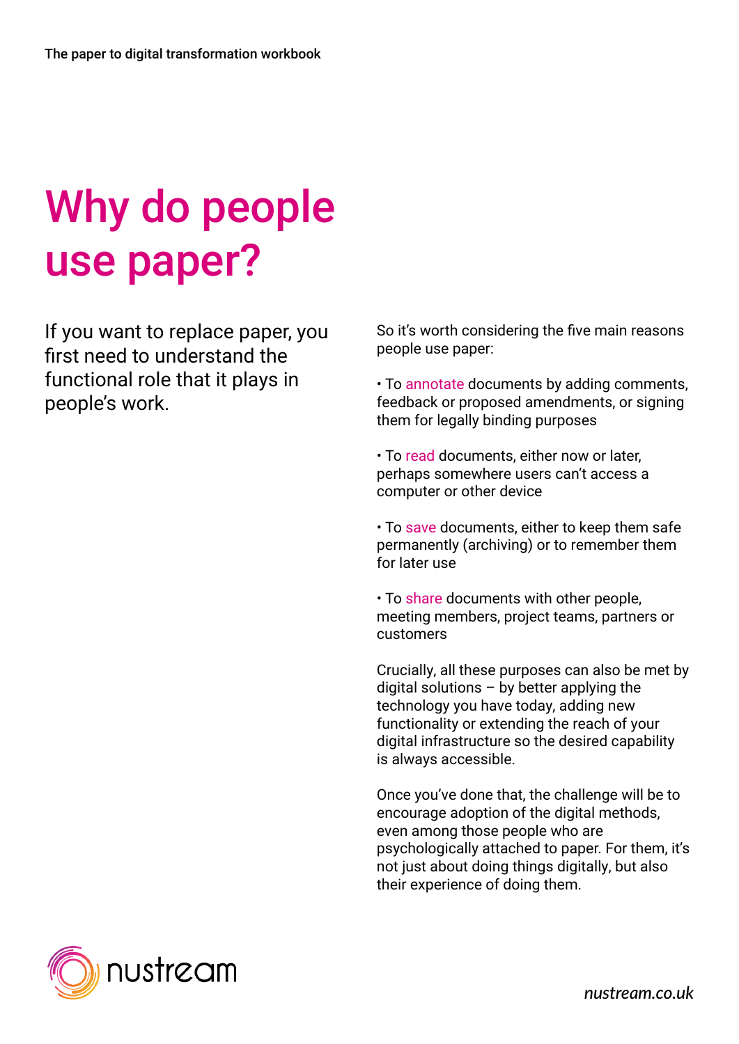# Why do people use paper?

If you want to replace paper, you first need to understand the functional role that it plays in people's work.

So it's worth considering the five main reasons people use paper:

- To annotate documents by adding comments, feedback or proposed amendments, or signing them for legally binding purposes
- To read documents, either now or later, perhaps somewhere users can't access a computer or other device
- To save documents, either to keep them safe permanently (archiving) or to remember them for later use
- To share documents with other people, meeting members, project teams, partners or customers

Crucially, all these purposes can also be met by digital solutions – by better applying the technology you have today, adding new functionality or extending the reach of your digital infrastructure so the desired capability is always accessible.

Once you've done that, the challenge will be to encourage adoption of the digital methods, even among those people who are psychologically attached to paper. For them, it's not just about doing things digitally, but also their experience of doing them.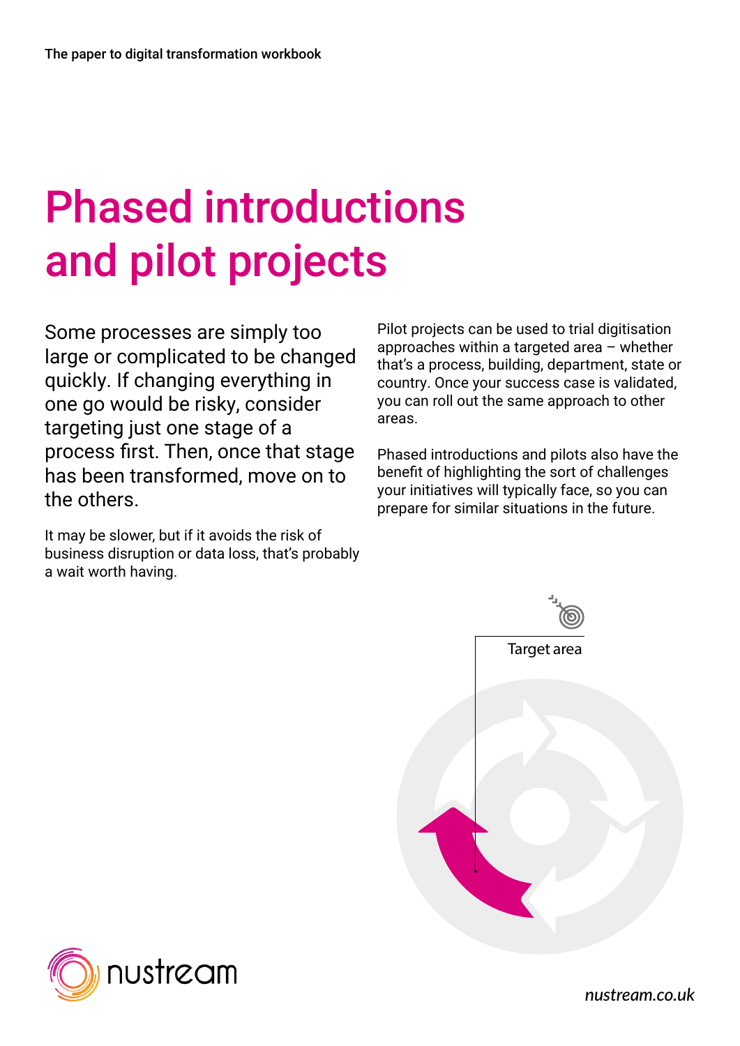# Phased introductions and pilot projects

Some processes are simply too large or complicated to be changed quickly. If changing everything in one go would be risky, consider targeting just one stage of a process first. Then, once that stage has been transformed, move on to the others.

It may be slower, but if it avoids the risk of business disruption or data loss, that's probably a wait worth having.

Pilot projects can be used to trial digitisation approaches within a targeted area – whether that's a process, building, department, state or country. Once your success case is validated, you can roll out the same approach to other areas.

Phased introductions and pilots also have the benefit of highlighting the sort of challenges your initiatives will typically face, so you can prepare for similar situations in the future.

Target area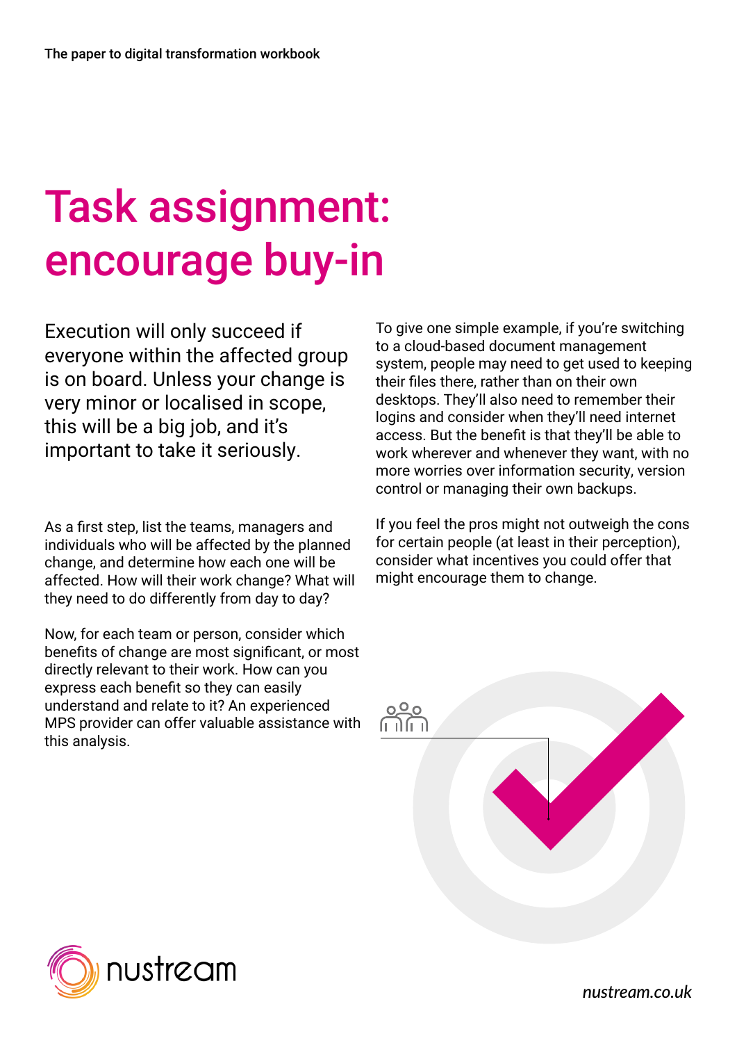# Task assignment: encourage buy-in

Execution will only succeed if everyone within the affected group is on board. Unless your change is very minor or localised in scope, this will be a big job, and it's important to take it seriously.

As a first step, list the teams, managers and individuals who will be affected by the planned change, and determine how each one will be affected. How will their work change? What will they need to do differently from day to day?

Now, for each team or person, consider which benefits of change are most significant, or most directly relevant to their work. How can you express each benefit so they can easily understand and relate to it? An experienced MPS provider can offer valuable assistance with this analysis.

To give one simple example, if you're switching to a cloud-based document management system, people may need to get used to keeping their files there, rather than on their own desktops. They'll also need to remember their logins and consider when they'll need internet access. But the benefit is that they'll be able to work wherever and whenever they want, with no more worries over information security, version control or managing their own backups.

If you feel the pros might not outweigh the cons for certain people (at least in their perception), consider what incentives you could offer that might encourage them to change.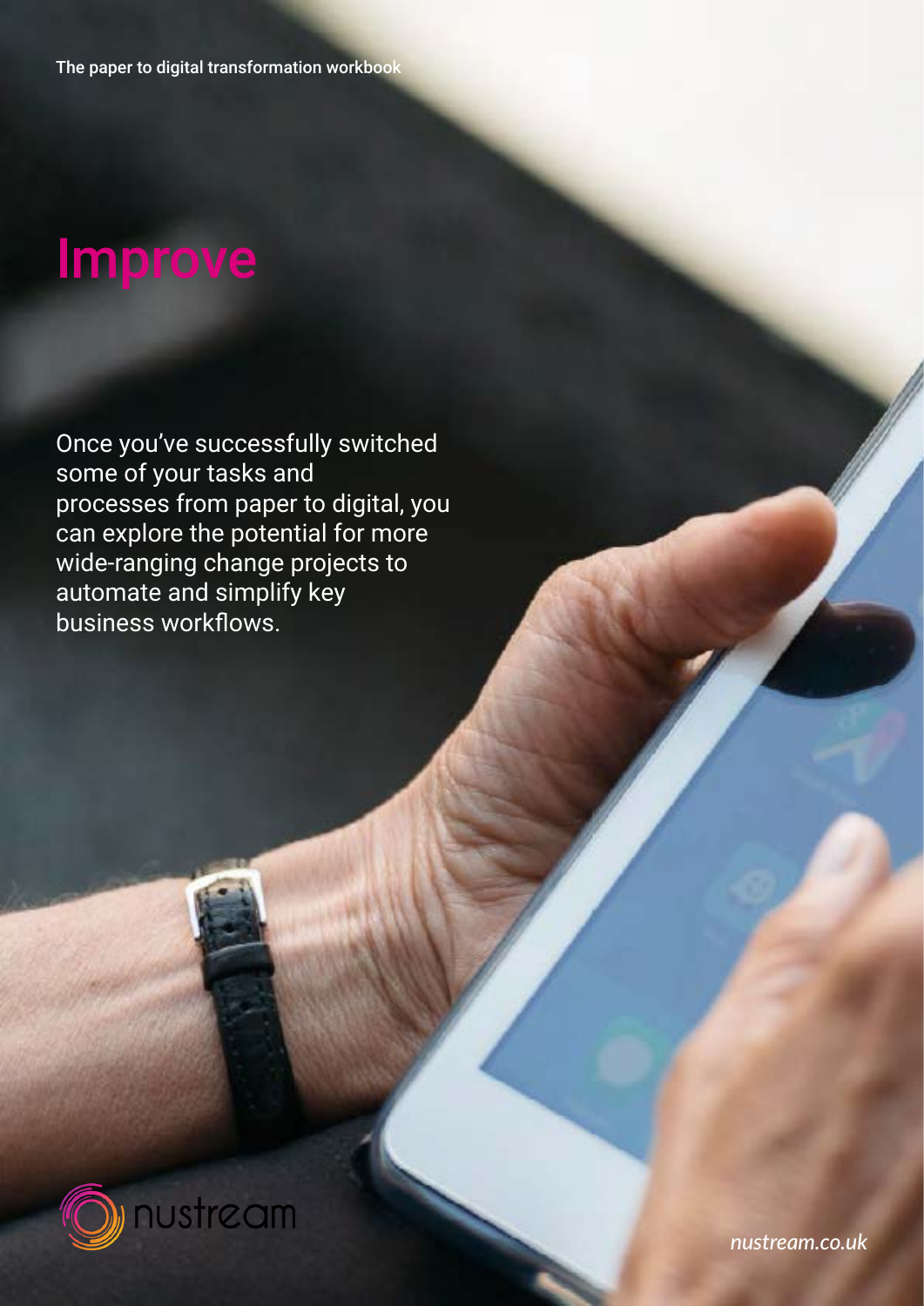# Improve

Once you've successfully switched some of your tasks and processes from paper to digital, you can explore the potential for more wide-ranging change projects to automate and simplify key business workflows.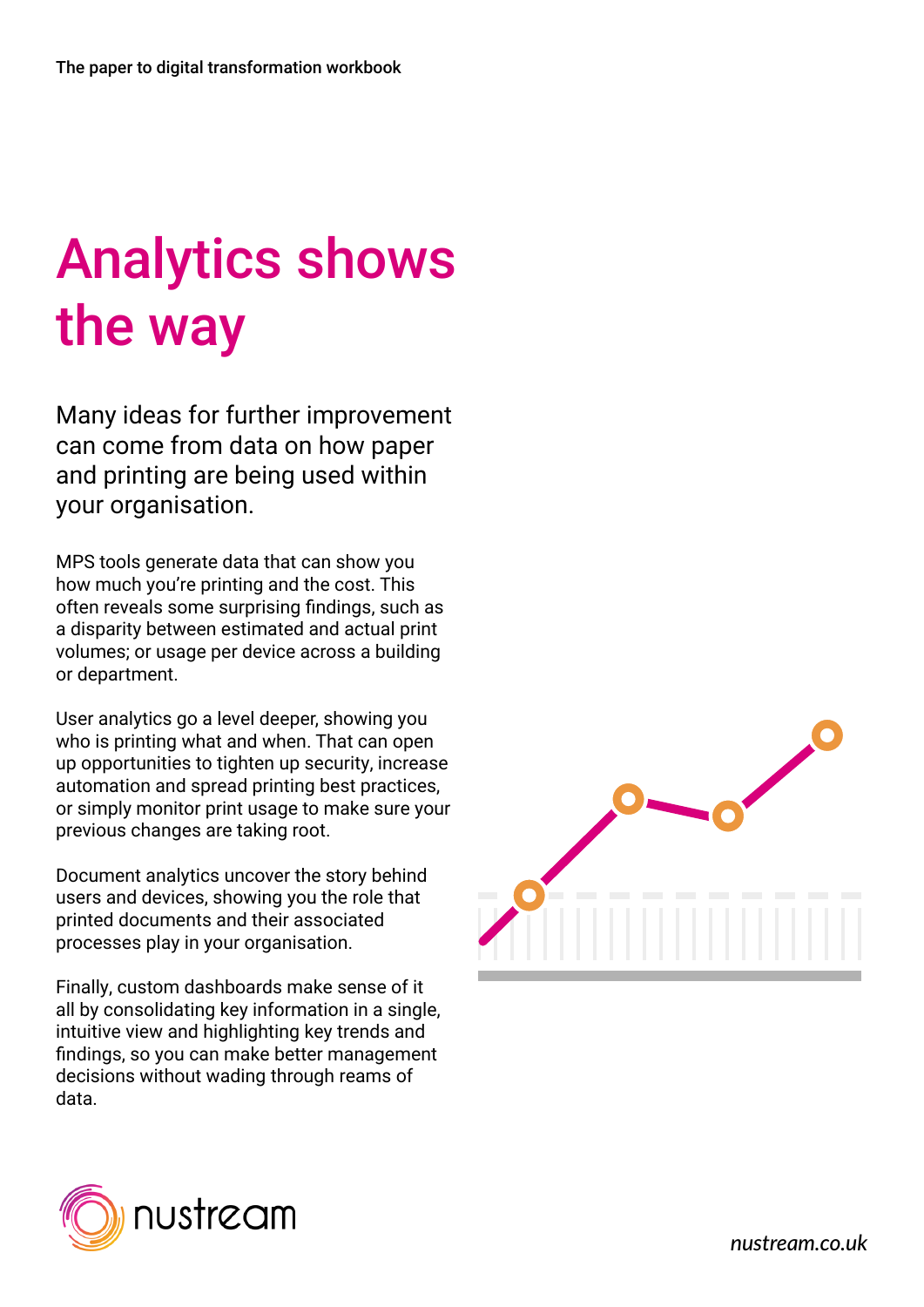# Analytics shows the way

Many ideas for further improvement can come from data on how paper and printing are being used within your organisation.

MPS tools generate data that can show you how much you're printing and the cost. This often reveals some surprising findings, such as a disparity between estimated and actual print volumes; or usage per device across a building or department.

User analytics go a level deeper, showing you who is printing what and when. That can open up opportunities to tighten up security, increase automation and spread printing best practices, or simply monitor print usage to make sure your previous changes are taking root.

Document analytics uncover the story behind users and devices, showing you the role that printed documents and their associated processes play in your organisation.

Finally, custom dashboards make sense of it all by consolidating key information in a single, intuitive view and highlighting key trends and findings, so you can make better management decisions without wading through reams of data.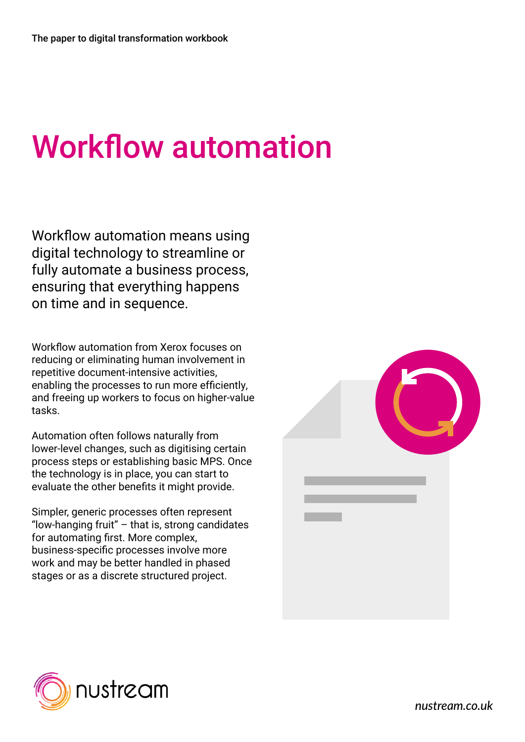# Workflow automation

Workflow automation means using digital technology to streamline or fully automate a business process, ensuring that everything happens on time and in sequence.

Workflow automation from Xerox focuses on reducing or eliminating human involvement in repetitive document-intensive activities, enabling the processes to run more efficiently, and freeing up workers to focus on higher-value tasks.

Automation often follows naturally from lower-level changes, such as digitising certain process steps or establishing basic MPS. Once the technology is in place, you can start to evaluate the other benefits it might provide.

Simpler, generic processes often represent "low-hanging fruit" – that is, strong candidates for automating first. More complex, business-specific processes involve more work and may be better handled in phased stages or as a discrete structured project.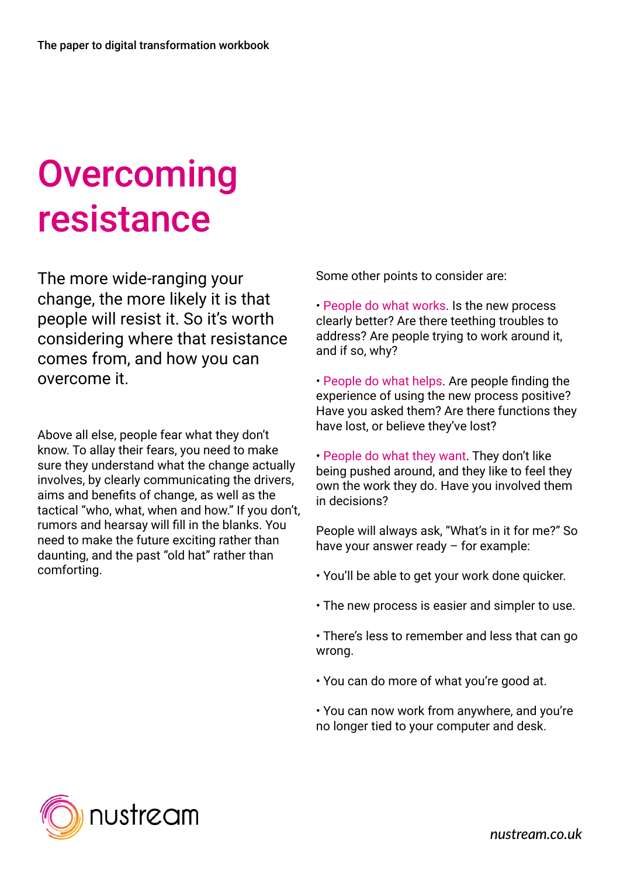# Overcoming resistance

The more wide-ranging your change, the more likely it is that people will resist it. So it's worth considering where that resistance comes from, and how you can overcome it.

Above all else, people fear what they don't know. To allay their fears, you need to make sure they understand what the change actually involves, by clearly communicating the drivers, aims and benefits of change, as well as the tactical "who, what, when and how." If you don't, rumors and hearsay will fill in the blanks. You need to make the future exciting rather than daunting, and the past "old hat" rather than comforting.

Some other points to consider are:

- People do what works. Is the new process clearly better? Are there teething troubles to address? Are people trying to work around it, and if so, why?

- People do what helps. Are people finding the experience of using the new process positive? Have you asked them? Are there functions they have lost, or believe they've lost?

- People do what they want. They don't like being pushed around, and they like to feel they own the work they do. Have you involved them in decisions?

People will always ask, "What's in it for me?" So have your answer ready – for example:

- You'll be able to get your work done quicker.

- The new process is easier and simpler to use.

- There's less to remember and less that can go wrong.

- You can do more of what you're good at.

- You can now work from anywhere, and you're no longer tied to your computer and desk.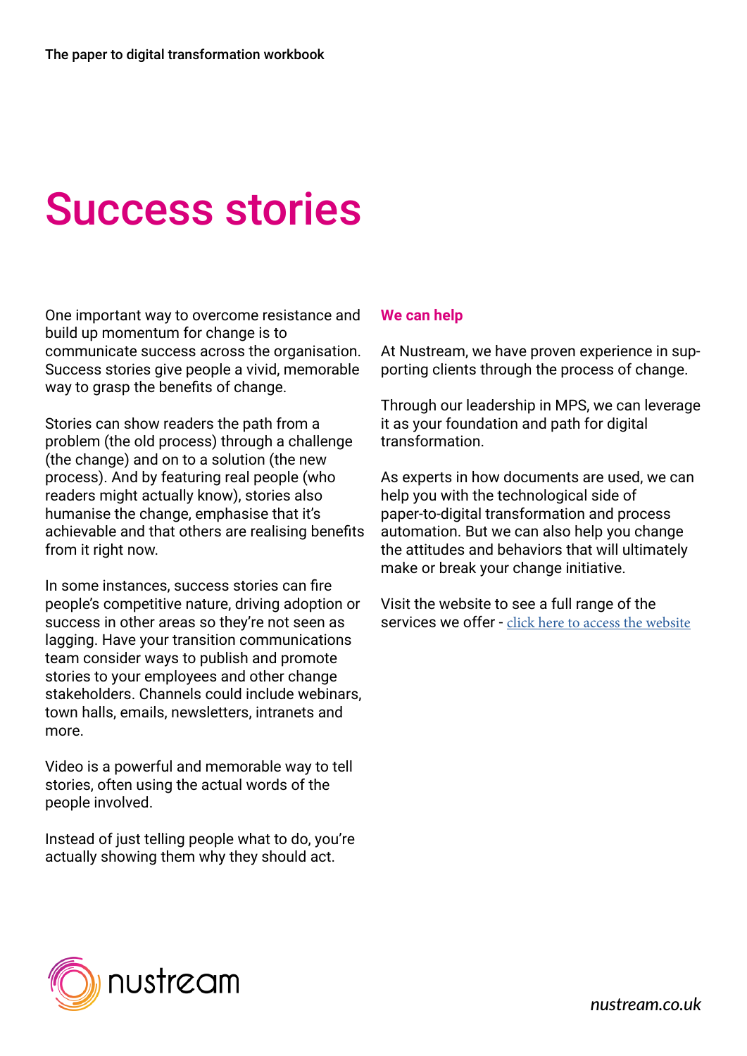# Success stories

One important way to overcome resistance and build up momentum for change is to communicate success across the organisation. Success stories give people a vivid, memorable way to grasp the benefits of change.

Stories can show readers the path from a problem (the old process) through a challenge (the change) and on to a solution (the new process). And by featuring real people (who readers might actually know), stories also humanise the change, emphasise that it's achievable and that others are realising benefits from it right now.

In some instances, success stories can fire people's competitive nature, driving adoption or success in other areas so they're not seen as lagging. Have your transition communications team consider ways to publish and promote stories to your employees and other change stakeholders. Channels could include webinars, town halls, emails, newsletters, intranets and more.

Video is a powerful and memorable way to tell stories, often using the actual words of the people involved.

Instead of just telling people what to do, you're actually showing them why they should act.

**We can help**

At Nustream, we have proven experience in supporting clients through the process of change.

Through our leadership in MPS, we can leverage it as your foundation and path for digital transformation.

As experts in how documents are used, we can help you with the technological side of paper-to-digital transformation and process automation. But we can also help you change the attitudes and behaviors that will ultimately make or break your change initiative.

Visit the website to see a full range of the services we offer - click here to access the website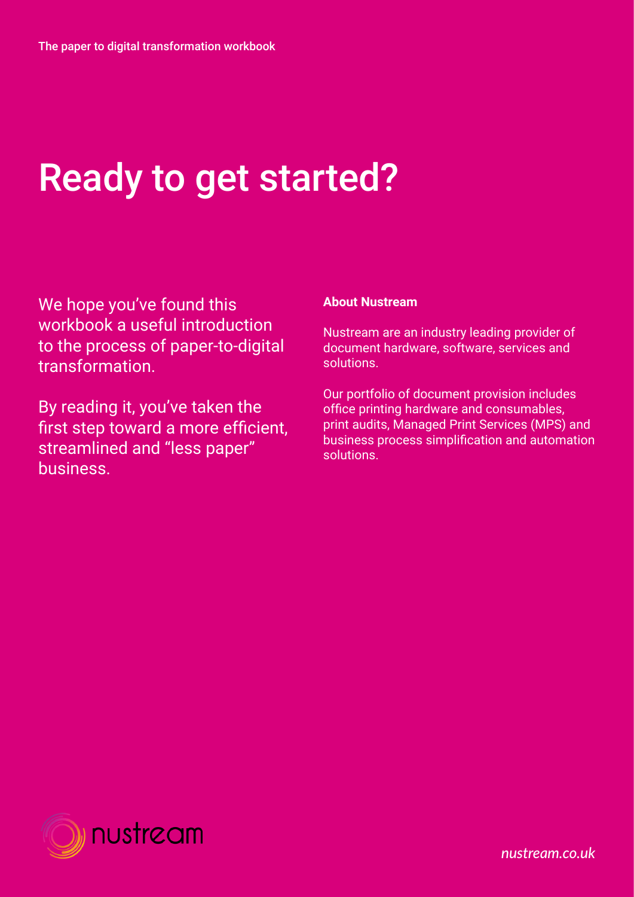# Ready to get started?

We hope you've found this workbook a useful introduction to the process of paper-to-digital transformation.

By reading it, you've taken the first step toward a more efficient, streamlined and "less paper" business.

**About Nustream**

Nustream are an industry leading provider of document hardware, software, services and solutions.

Our portfolio of document provision includes office printing hardware and consumables, print audits, Managed Print Services (MPS) and business process simplification and automation solutions.

nustream

*nustream.co.uk*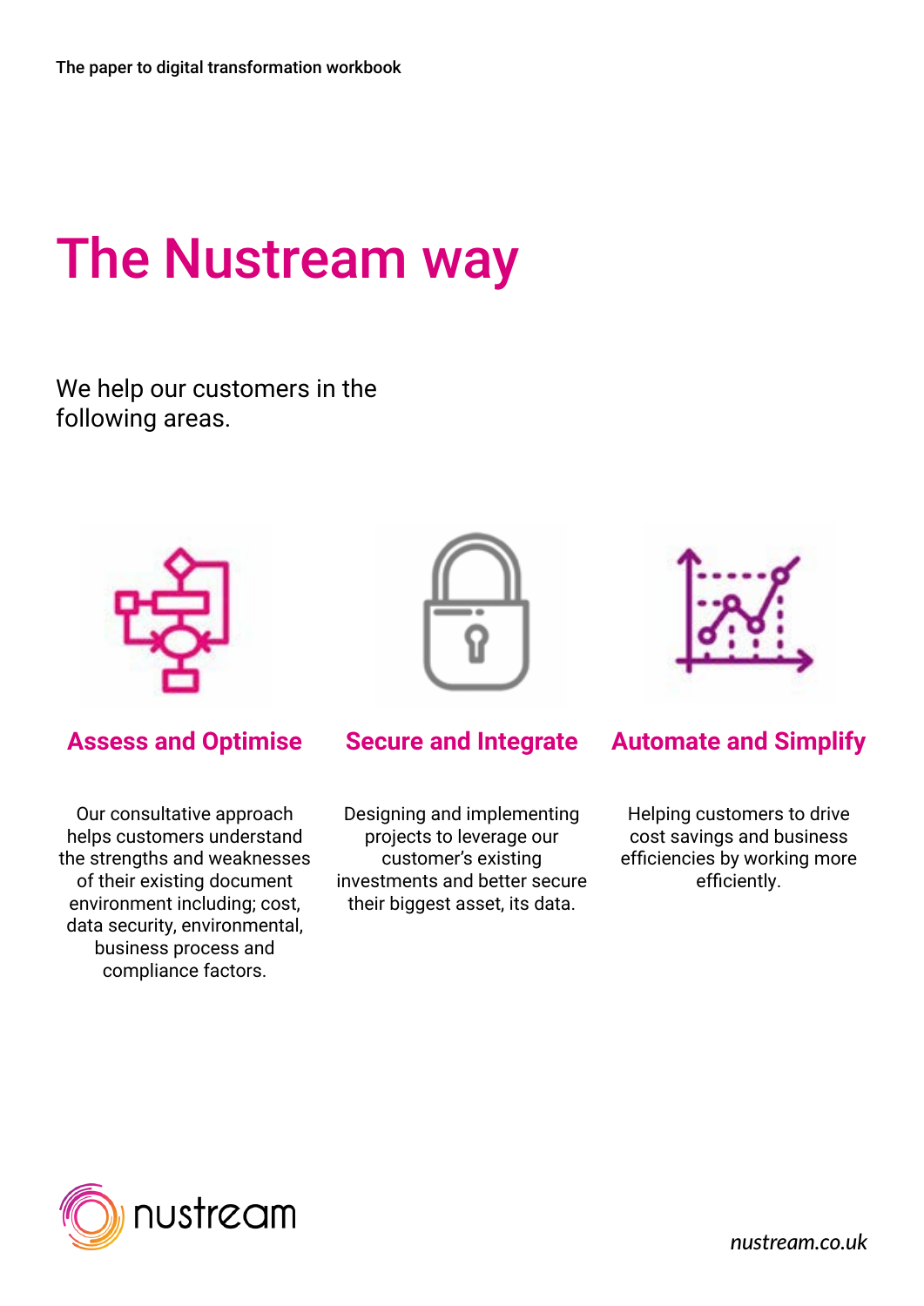# The Nustream way

We help our customers in the following areas.

### Assess and Optimise

Our consultative approach helps customers understand the strengths and weaknesses of their existing document environment including; cost, data security, environmental, business process and compliance factors.

### Secure and Integrate

Designing and implementing projects to leverage our customer's existing investments and better secure their biggest asset, its data.

### Automate and Simplify

Helping customers to drive cost savings and business efficiencies by working more efficiently.

nustream

*nustream.co.uk*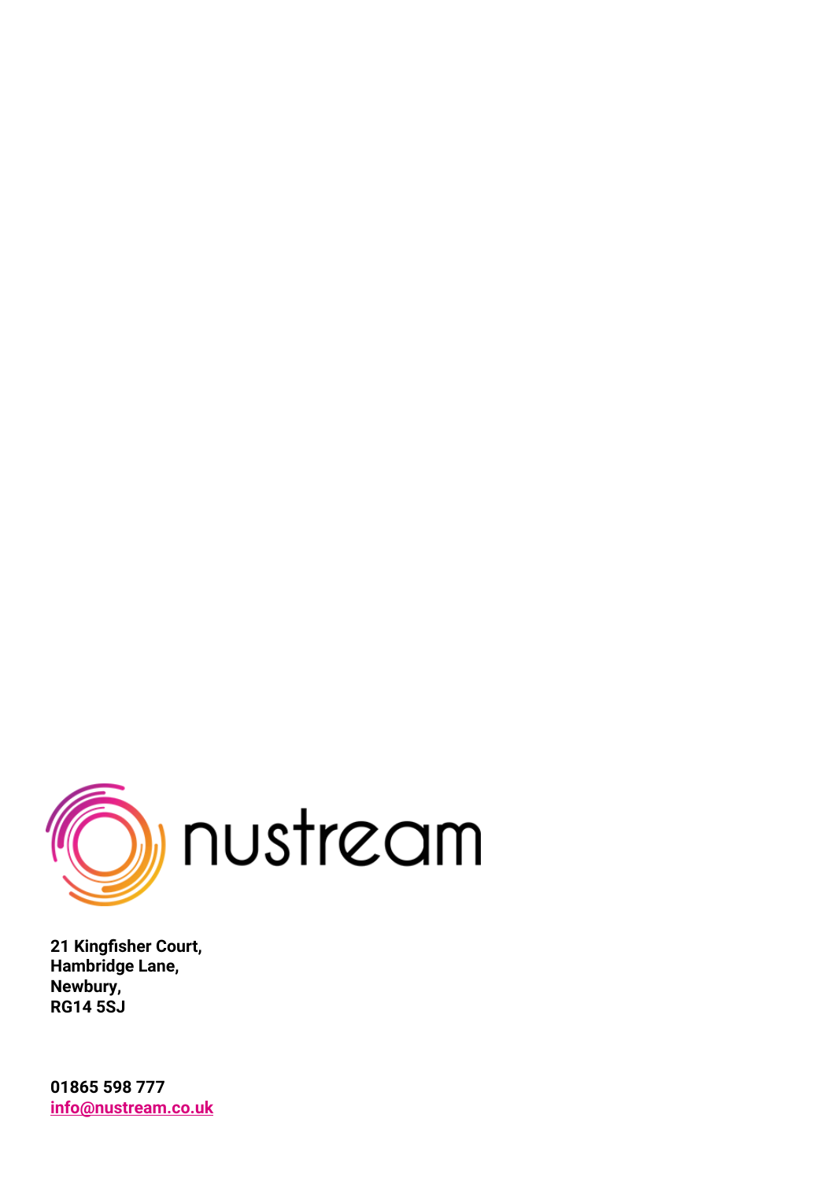nustream

**21 Kingfisher Court,**
**Hambridge Lane,**
**Newbury,**
**RG14 5SJ**

**01865 598 777**
**info@nustream.co.uk**